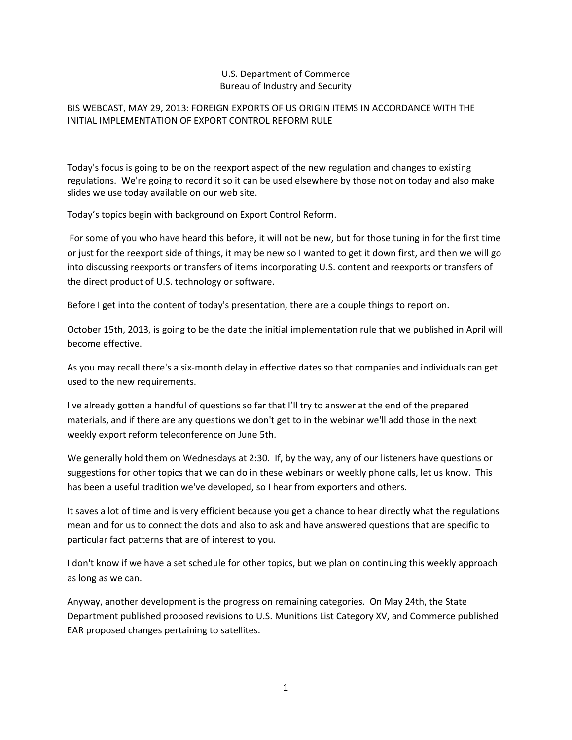U.S. Department of Commerce
Bureau of Industry and Security

BIS WEBCAST, MAY 29, 2013: FOREIGN EXPORTS OF US ORIGIN ITEMS IN ACCORDANCE WITH THE INITIAL IMPLEMENTATION OF EXPORT CONTROL REFORM RULE

Today's focus is going to be on the reexport aspect of the new regulation and changes to existing regulations. We're going to record it so it can be used elsewhere by those not on today and also make slides we use today available on our web site.

Today's topics begin with background on Export Control Reform.

For some of you who have heard this before, it will not be new, but for those tuning in for the first time or just for the reexport side of things, it may be new so I wanted to get it down first, and then we will go into discussing reexports or transfers of items incorporating U.S. content and reexports or transfers of the direct product of U.S. technology or software.

Before I get into the content of today's presentation, there are a couple things to report on.

October 15th, 2013, is going to be the date the initial implementation rule that we published in April will become effective.

As you may recall there's a six-month delay in effective dates so that companies and individuals can get used to the new requirements.

I've already gotten a handful of questions so far that I'll try to answer at the end of the prepared materials, and if there are any questions we don't get to in the webinar we'll add those in the next weekly export reform teleconference on June 5th.

We generally hold them on Wednesdays at 2:30. If, by the way, any of our listeners have questions or suggestions for other topics that we can do in these webinars or weekly phone calls, let us know. This has been a useful tradition we've developed, so I hear from exporters and others.

It saves a lot of time and is very efficient because you get a chance to hear directly what the regulations mean and for us to connect the dots and also to ask and have answered questions that are specific to particular fact patterns that are of interest to you.

I don't know if we have a set schedule for other topics, but we plan on continuing this weekly approach as long as we can.

Anyway, another development is the progress on remaining categories. On May 24th, the State Department published proposed revisions to U.S. Munitions List Category XV, and Commerce published EAR proposed changes pertaining to satellites.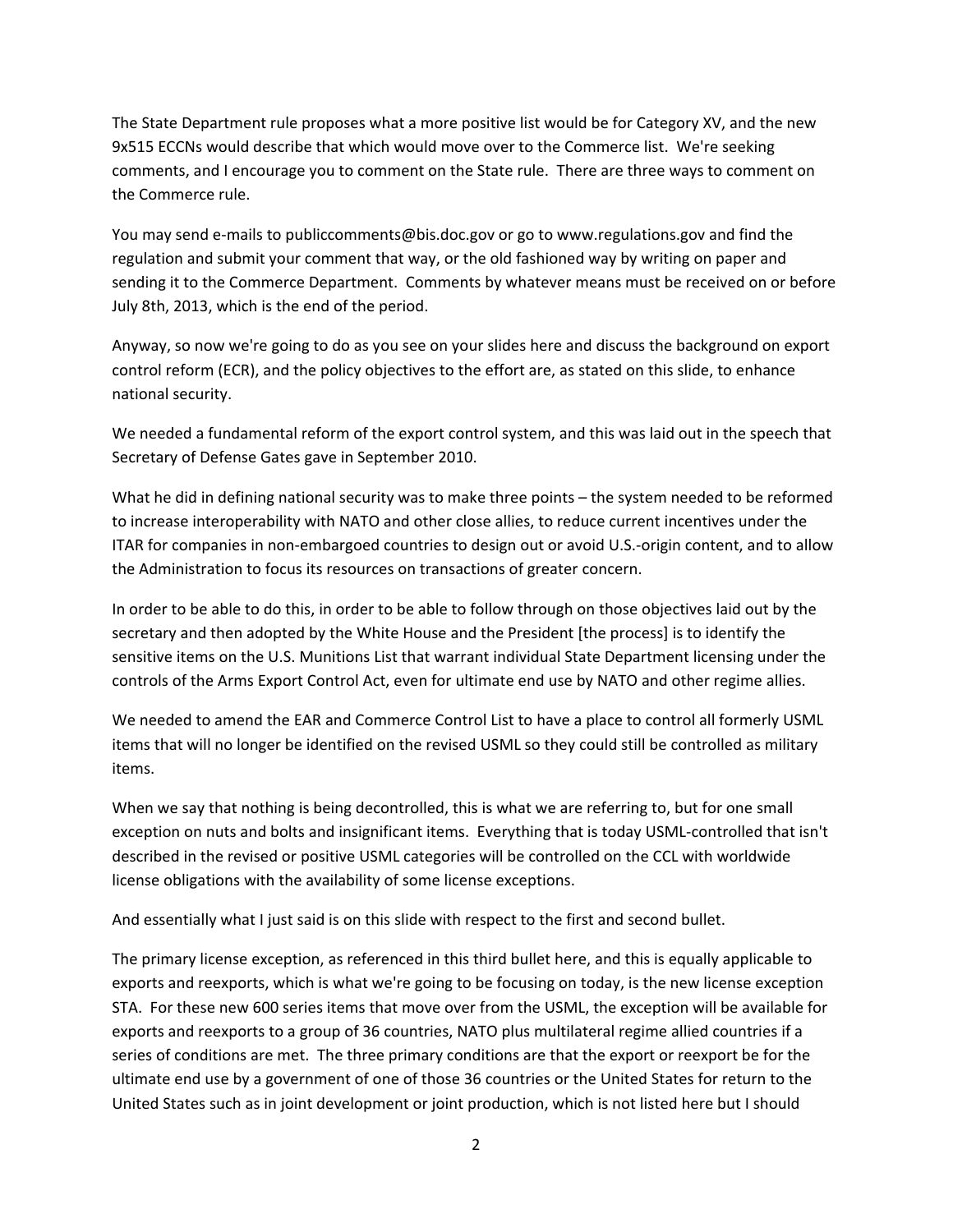The State Department rule proposes what a more positive list would be for Category XV, and the new 9x515 ECCNs would describe that which would move over to the Commerce list. We're seeking comments, and I encourage you to comment on the State rule. There are three ways to comment on the Commerce rule.

You may send e-mails to publiccomments@bis.doc.gov or go to www.regulations.gov and find the regulation and submit your comment that way, or the old fashioned way by writing on paper and sending it to the Commerce Department. Comments by whatever means must be received on or before July 8th, 2013, which is the end of the period.

Anyway, so now we're going to do as you see on your slides here and discuss the background on export control reform (ECR), and the policy objectives to the effort are, as stated on this slide, to enhance national security.

We needed a fundamental reform of the export control system, and this was laid out in the speech that Secretary of Defense Gates gave in September 2010.

What he did in defining national security was to make three points – the system needed to be reformed to increase interoperability with NATO and other close allies, to reduce current incentives under the ITAR for companies in non-embargoed countries to design out or avoid U.S.-origin content, and to allow the Administration to focus its resources on transactions of greater concern.

In order to be able to do this, in order to be able to follow through on those objectives laid out by the secretary and then adopted by the White House and the President [the process] is to identify the sensitive items on the U.S. Munitions List that warrant individual State Department licensing under the controls of the Arms Export Control Act, even for ultimate end use by NATO and other regime allies.

We needed to amend the EAR and Commerce Control List to have a place to control all formerly USML items that will no longer be identified on the revised USML so they could still be controlled as military items.

When we say that nothing is being decontrolled, this is what we are referring to, but for one small exception on nuts and bolts and insignificant items. Everything that is today USML-controlled that isn't described in the revised or positive USML categories will be controlled on the CCL with worldwide license obligations with the availability of some license exceptions.

And essentially what I just said is on this slide with respect to the first and second bullet.

The primary license exception, as referenced in this third bullet here, and this is equally applicable to exports and reexports, which is what we're going to be focusing on today, is the new license exception STA. For these new 600 series items that move over from the USML, the exception will be available for exports and reexports to a group of 36 countries, NATO plus multilateral regime allied countries if a series of conditions are met. The three primary conditions are that the export or reexport be for the ultimate end use by a government of one of those 36 countries or the United States for return to the United States such as in joint development or joint production, which is not listed here but I should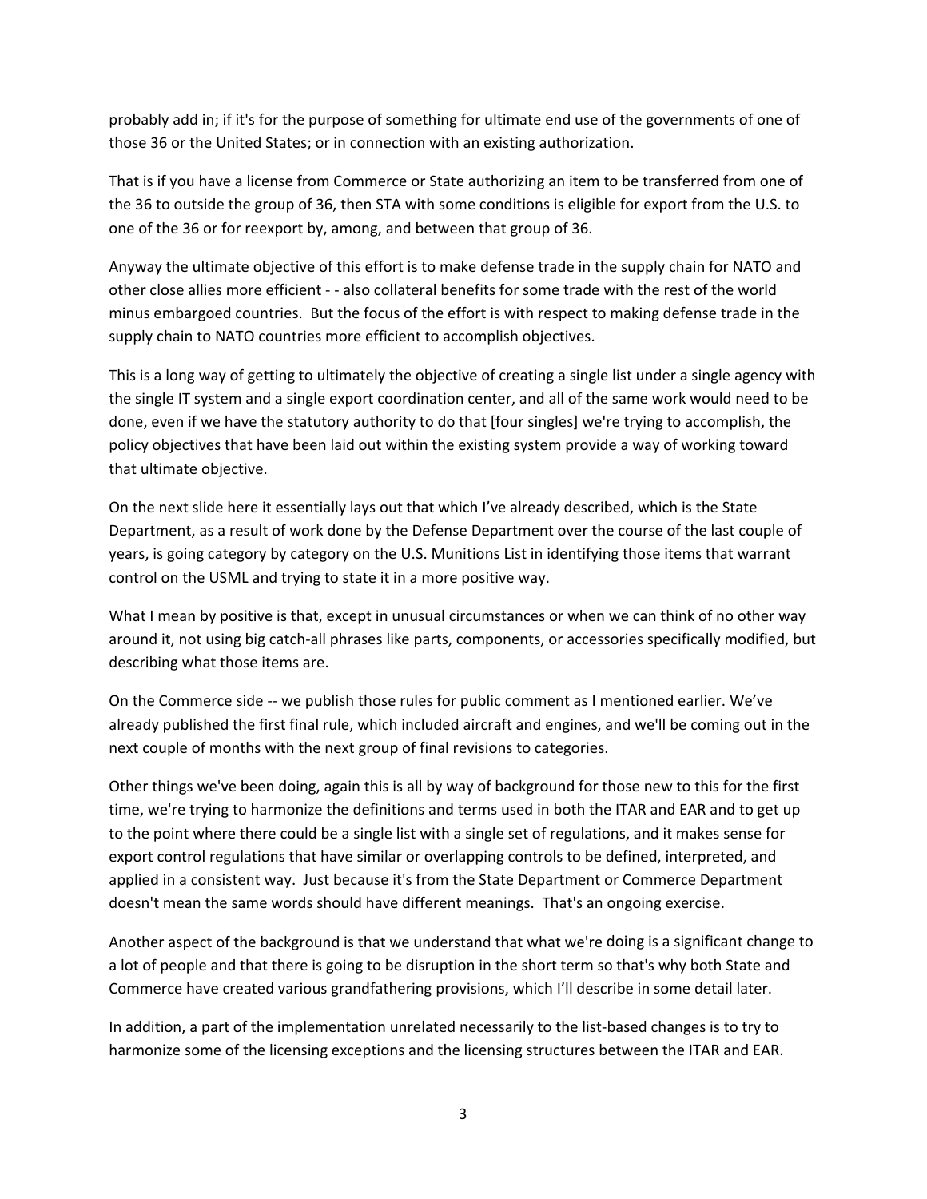probably add in; if it's for the purpose of something for ultimate end use of the governments of one of those 36 or the United States; or in connection with an existing authorization.

That is if you have a license from Commerce or State authorizing an item to be transferred from one of the 36 to outside the group of 36, then STA with some conditions is eligible for export from the U.S. to one of the 36 or for reexport by, among, and between that group of 36.

Anyway the ultimate objective of this effort is to make defense trade in the supply chain for NATO and other close allies more efficient - - also collateral benefits for some trade with the rest of the world minus embargoed countries. But the focus of the effort is with respect to making defense trade in the supply chain to NATO countries more efficient to accomplish objectives.

This is a long way of getting to ultimately the objective of creating a single list under a single agency with the single IT system and a single export coordination center, and all of the same work would need to be done, even if we have the statutory authority to do that [four singles] we're trying to accomplish, the policy objectives that have been laid out within the existing system provide a way of working toward that ultimate objective.

On the next slide here it essentially lays out that which I've already described, which is the State Department, as a result of work done by the Defense Department over the course of the last couple of years, is going category by category on the U.S. Munitions List in identifying those items that warrant control on the USML and trying to state it in a more positive way.

What I mean by positive is that, except in unusual circumstances or when we can think of no other way around it, not using big catch-all phrases like parts, components, or accessories specifically modified, but describing what those items are.

On the Commerce side -- we publish those rules for public comment as I mentioned earlier. We've already published the first final rule, which included aircraft and engines, and we'll be coming out in the next couple of months with the next group of final revisions to categories.

Other things we've been doing, again this is all by way of background for those new to this for the first time, we're trying to harmonize the definitions and terms used in both the ITAR and EAR and to get up to the point where there could be a single list with a single set of regulations, and it makes sense for export control regulations that have similar or overlapping controls to be defined, interpreted, and applied in a consistent way. Just because it's from the State Department or Commerce Department doesn't mean the same words should have different meanings. That's an ongoing exercise.

Another aspect of the background is that we understand that what we're doing is a significant change to a lot of people and that there is going to be disruption in the short term so that's why both State and Commerce have created various grandfathering provisions, which I'll describe in some detail later.

In addition, a part of the implementation unrelated necessarily to the list-based changes is to try to harmonize some of the licensing exceptions and the licensing structures between the ITAR and EAR.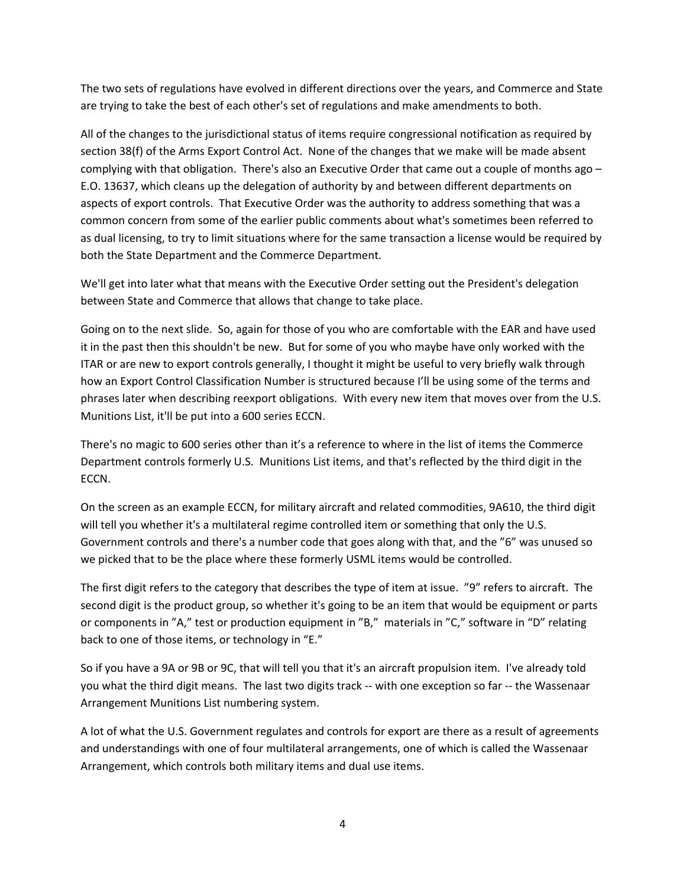The two sets of regulations have evolved in different directions over the years, and Commerce and State are trying to take the best of each other's set of regulations and make amendments to both.

All of the changes to the jurisdictional status of items require congressional notification as required by section 38(f) of the Arms Export Control Act. None of the changes that we make will be made absent complying with that obligation. There's also an Executive Order that came out a couple of months ago – E.O. 13637, which cleans up the delegation of authority by and between different departments on aspects of export controls. That Executive Order was the authority to address something that was a common concern from some of the earlier public comments about what's sometimes been referred to as dual licensing, to try to limit situations where for the same transaction a license would be required by both the State Department and the Commerce Department.

We'll get into later what that means with the Executive Order setting out the President's delegation between State and Commerce that allows that change to take place.

Going on to the next slide. So, again for those of you who are comfortable with the EAR and have used it in the past then this shouldn't be new. But for some of you who maybe have only worked with the ITAR or are new to export controls generally, I thought it might be useful to very briefly walk through how an Export Control Classification Number is structured because I'll be using some of the terms and phrases later when describing reexport obligations. With every new item that moves over from the U.S. Munitions List, it'll be put into a 600 series ECCN.

There's no magic to 600 series other than it's a reference to where in the list of items the Commerce Department controls formerly U.S. Munitions List items, and that's reflected by the third digit in the ECCN.

On the screen as an example ECCN, for military aircraft and related commodities, 9A610, the third digit will tell you whether it's a multilateral regime controlled item or something that only the U.S. Government controls and there's a number code that goes along with that, and the "6" was unused so we picked that to be the place where these formerly USML items would be controlled.

The first digit refers to the category that describes the type of item at issue. "9" refers to aircraft. The second digit is the product group, so whether it's going to be an item that would be equipment or parts or components in "A," test or production equipment in "B," materials in "C," software in "D" relating back to one of those items, or technology in "E."

So if you have a 9A or 9B or 9C, that will tell you that it's an aircraft propulsion item. I've already told you what the third digit means. The last two digits track -- with one exception so far -- the Wassenaar Arrangement Munitions List numbering system.

A lot of what the U.S. Government regulates and controls for export are there as a result of agreements and understandings with one of four multilateral arrangements, one of which is called the Wassenaar Arrangement, which controls both military items and dual use items.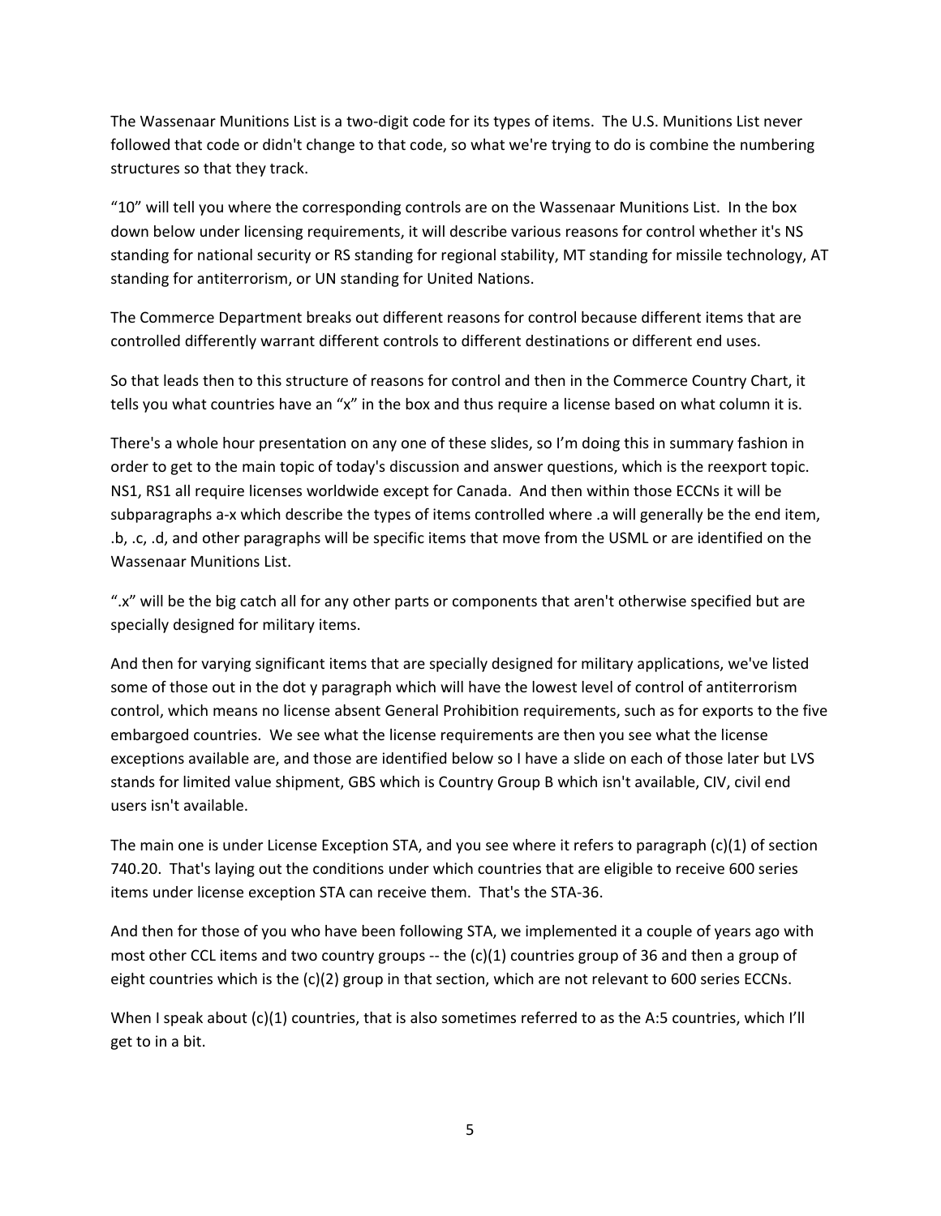The Wassenaar Munitions List is a two-digit code for its types of items. The U.S. Munitions List never followed that code or didn't change to that code, so what we're trying to do is combine the numbering structures so that they track.

"10" will tell you where the corresponding controls are on the Wassenaar Munitions List. In the box down below under licensing requirements, it will describe various reasons for control whether it's NS standing for national security or RS standing for regional stability, MT standing for missile technology, AT standing for antiterrorism, or UN standing for United Nations.

The Commerce Department breaks out different reasons for control because different items that are controlled differently warrant different controls to different destinations or different end uses.

So that leads then to this structure of reasons for control and then in the Commerce Country Chart, it tells you what countries have an "x" in the box and thus require a license based on what column it is.

There's a whole hour presentation on any one of these slides, so I'm doing this in summary fashion in order to get to the main topic of today's discussion and answer questions, which is the reexport topic. NS1, RS1 all require licenses worldwide except for Canada. And then within those ECCNs it will be subparagraphs a-x which describe the types of items controlled where .a will generally be the end item, .b, .c, .d, and other paragraphs will be specific items that move from the USML or are identified on the Wassenaar Munitions List.

".x" will be the big catch all for any other parts or components that aren't otherwise specified but are specially designed for military items.

And then for varying significant items that are specially designed for military applications, we've listed some of those out in the dot y paragraph which will have the lowest level of control of antiterrorism control, which means no license absent General Prohibition requirements, such as for exports to the five embargoed countries. We see what the license requirements are then you see what the license exceptions available are, and those are identified below so I have a slide on each of those later but LVS stands for limited value shipment, GBS which is Country Group B which isn't available, CIV, civil end users isn't available.

The main one is under License Exception STA, and you see where it refers to paragraph (c)(1) of section 740.20. That's laying out the conditions under which countries that are eligible to receive 600 series items under license exception STA can receive them. That's the STA-36.

And then for those of you who have been following STA, we implemented it a couple of years ago with most other CCL items and two country groups -- the (c)(1) countries group of 36 and then a group of eight countries which is the (c)(2) group in that section, which are not relevant to 600 series ECCNs.

When I speak about (c)(1) countries, that is also sometimes referred to as the A:5 countries, which I'll get to in a bit.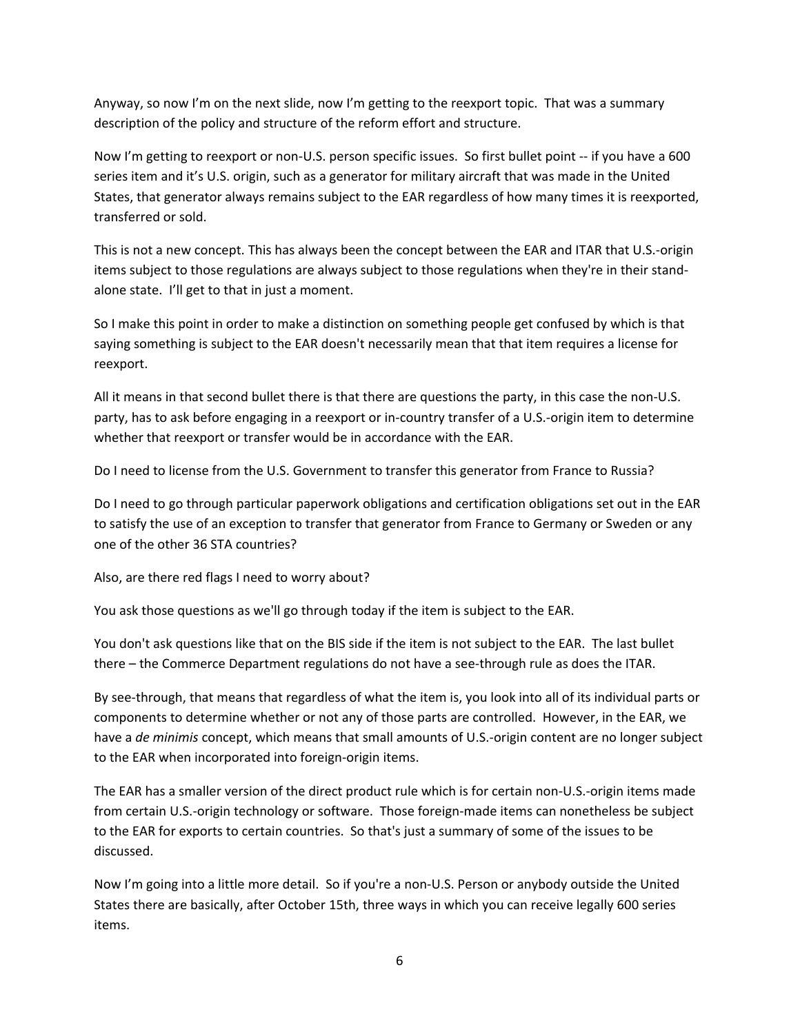Anyway, so now I'm on the next slide, now I'm getting to the reexport topic. That was a summary description of the policy and structure of the reform effort and structure.

Now I'm getting to reexport or non-U.S. person specific issues. So first bullet point -- if you have a 600 series item and it's U.S. origin, such as a generator for military aircraft that was made in the United States, that generator always remains subject to the EAR regardless of how many times it is reexported, transferred or sold.

This is not a new concept. This has always been the concept between the EAR and ITAR that U.S.-origin items subject to those regulations are always subject to those regulations when they're in their stand-alone state. I'll get to that in just a moment.

So I make this point in order to make a distinction on something people get confused by which is that saying something is subject to the EAR doesn't necessarily mean that that item requires a license for reexport.

All it means in that second bullet there is that there are questions the party, in this case the non-U.S. party, has to ask before engaging in a reexport or in-country transfer of a U.S.-origin item to determine whether that reexport or transfer would be in accordance with the EAR.

Do I need to license from the U.S. Government to transfer this generator from France to Russia?

Do I need to go through particular paperwork obligations and certification obligations set out in the EAR to satisfy the use of an exception to transfer that generator from France to Germany or Sweden or any one of the other 36 STA countries?

Also, are there red flags I need to worry about?

You ask those questions as we'll go through today if the item is subject to the EAR.

You don't ask questions like that on the BIS side if the item is not subject to the EAR. The last bullet there – the Commerce Department regulations do not have a see-through rule as does the ITAR.

By see-through, that means that regardless of what the item is, you look into all of its individual parts or components to determine whether or not any of those parts are controlled. However, in the EAR, we have a *de minimis* concept, which means that small amounts of U.S.-origin content are no longer subject to the EAR when incorporated into foreign-origin items.

The EAR has a smaller version of the direct product rule which is for certain non-U.S.-origin items made from certain U.S.-origin technology or software. Those foreign-made items can nonetheless be subject to the EAR for exports to certain countries. So that's just a summary of some of the issues to be discussed.

Now I'm going into a little more detail. So if you're a non-U.S. Person or anybody outside the United States there are basically, after October 15th, three ways in which you can receive legally 600 series items.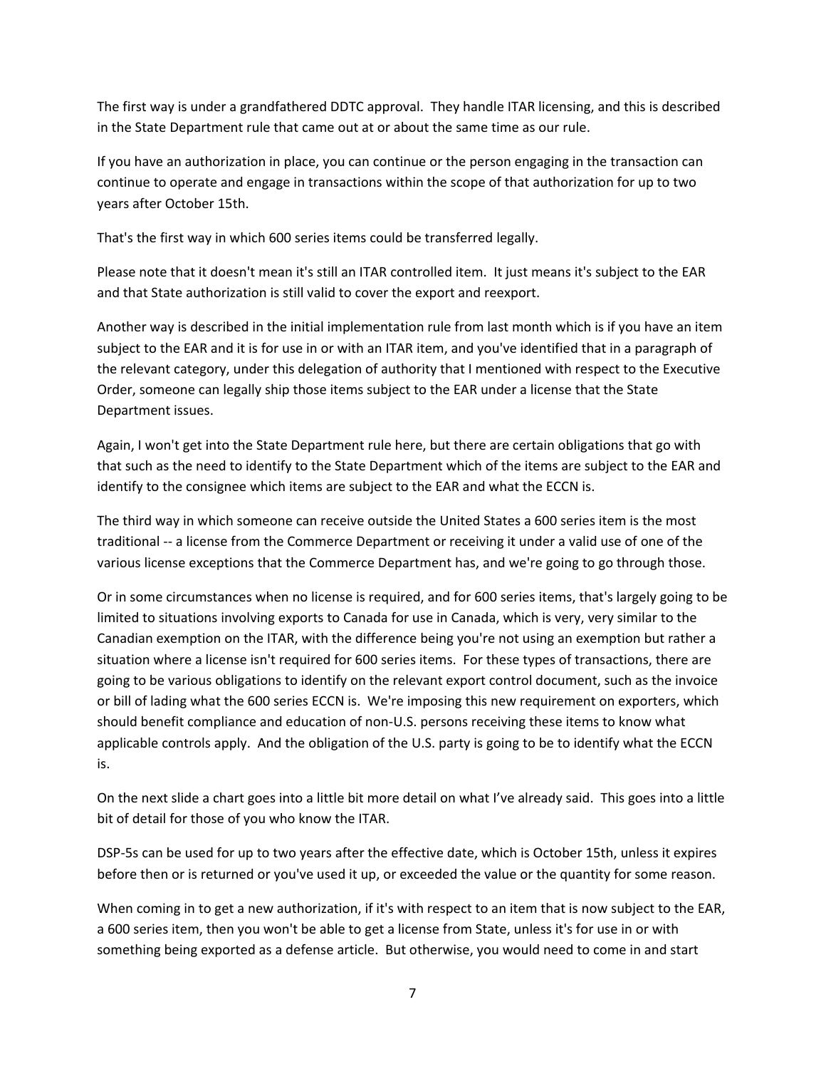The first way is under a grandfathered DDTC approval. They handle ITAR licensing, and this is described in the State Department rule that came out at or about the same time as our rule.

If you have an authorization in place, you can continue or the person engaging in the transaction can continue to operate and engage in transactions within the scope of that authorization for up to two years after October 15th.

That's the first way in which 600 series items could be transferred legally.

Please note that it doesn't mean it's still an ITAR controlled item. It just means it's subject to the EAR and that State authorization is still valid to cover the export and reexport.

Another way is described in the initial implementation rule from last month which is if you have an item subject to the EAR and it is for use in or with an ITAR item, and you've identified that in a paragraph of the relevant category, under this delegation of authority that I mentioned with respect to the Executive Order, someone can legally ship those items subject to the EAR under a license that the State Department issues.

Again, I won't get into the State Department rule here, but there are certain obligations that go with that such as the need to identify to the State Department which of the items are subject to the EAR and identify to the consignee which items are subject to the EAR and what the ECCN is.

The third way in which someone can receive outside the United States a 600 series item is the most traditional -- a license from the Commerce Department or receiving it under a valid use of one of the various license exceptions that the Commerce Department has, and we're going to go through those.

Or in some circumstances when no license is required, and for 600 series items, that's largely going to be limited to situations involving exports to Canada for use in Canada, which is very, very similar to the Canadian exemption on the ITAR, with the difference being you're not using an exemption but rather a situation where a license isn't required for 600 series items. For these types of transactions, there are going to be various obligations to identify on the relevant export control document, such as the invoice or bill of lading what the 600 series ECCN is. We're imposing this new requirement on exporters, which should benefit compliance and education of non-U.S. persons receiving these items to know what applicable controls apply. And the obligation of the U.S. party is going to be to identify what the ECCN is.

On the next slide a chart goes into a little bit more detail on what I've already said. This goes into a little bit of detail for those of you who know the ITAR.

DSP-5s can be used for up to two years after the effective date, which is October 15th, unless it expires before then or is returned or you've used it up, or exceeded the value or the quantity for some reason.

When coming in to get a new authorization, if it's with respect to an item that is now subject to the EAR, a 600 series item, then you won't be able to get a license from State, unless it's for use in or with something being exported as a defense article. But otherwise, you would need to come in and start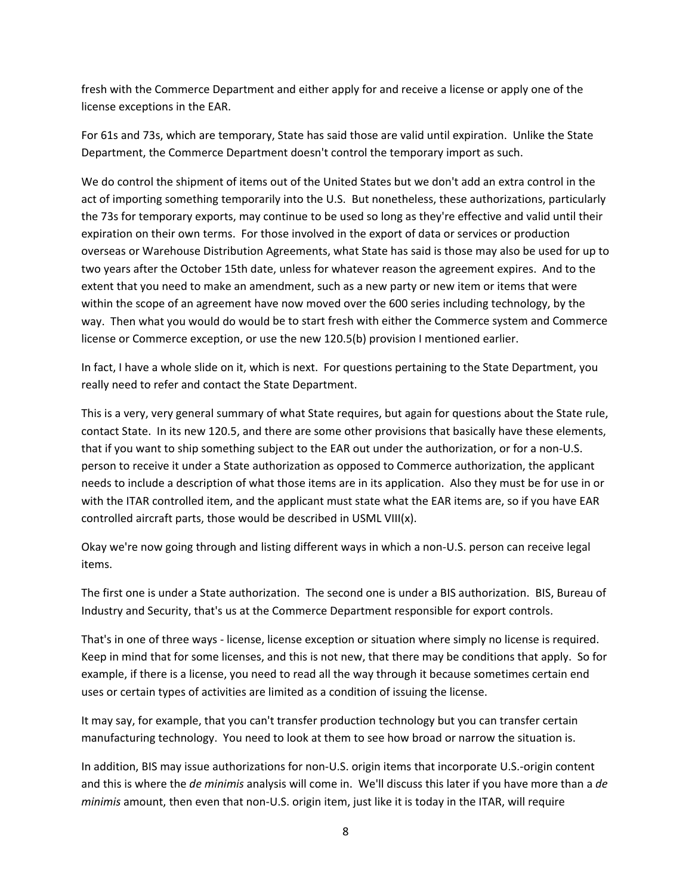fresh with the Commerce Department and either apply for and receive a license or apply one of the license exceptions in the EAR.

For 61s and 73s, which are temporary, State has said those are valid until expiration. Unlike the State Department, the Commerce Department doesn't control the temporary import as such.

We do control the shipment of items out of the United States but we don't add an extra control in the act of importing something temporarily into the U.S. But nonetheless, these authorizations, particularly the 73s for temporary exports, may continue to be used so long as they're effective and valid until their expiration on their own terms. For those involved in the export of data or services or production overseas or Warehouse Distribution Agreements, what State has said is those may also be used for up to two years after the October 15th date, unless for whatever reason the agreement expires. And to the extent that you need to make an amendment, such as a new party or new item or items that were within the scope of an agreement have now moved over the 600 series including technology, by the way. Then what you would do would be to start fresh with either the Commerce system and Commerce license or Commerce exception, or use the new 120.5(b) provision I mentioned earlier.

In fact, I have a whole slide on it, which is next. For questions pertaining to the State Department, you really need to refer and contact the State Department.

This is a very, very general summary of what State requires, but again for questions about the State rule, contact State. In its new 120.5, and there are some other provisions that basically have these elements, that if you want to ship something subject to the EAR out under the authorization, or for a non-U.S. person to receive it under a State authorization as opposed to Commerce authorization, the applicant needs to include a description of what those items are in its application. Also they must be for use in or with the ITAR controlled item, and the applicant must state what the EAR items are, so if you have EAR controlled aircraft parts, those would be described in USML VIII(x).

Okay we're now going through and listing different ways in which a non-U.S. person can receive legal items.

The first one is under a State authorization. The second one is under a BIS authorization. BIS, Bureau of Industry and Security, that's us at the Commerce Department responsible for export controls.

That's in one of three ways - license, license exception or situation where simply no license is required. Keep in mind that for some licenses, and this is not new, that there may be conditions that apply. So for example, if there is a license, you need to read all the way through it because sometimes certain end uses or certain types of activities are limited as a condition of issuing the license.

It may say, for example, that you can't transfer production technology but you can transfer certain manufacturing technology. You need to look at them to see how broad or narrow the situation is.

In addition, BIS may issue authorizations for non-U.S. origin items that incorporate U.S.-origin content and this is where the *de minimis* analysis will come in. We'll discuss this later if you have more than a *de minimis* amount, then even that non-U.S. origin item, just like it is today in the ITAR, will require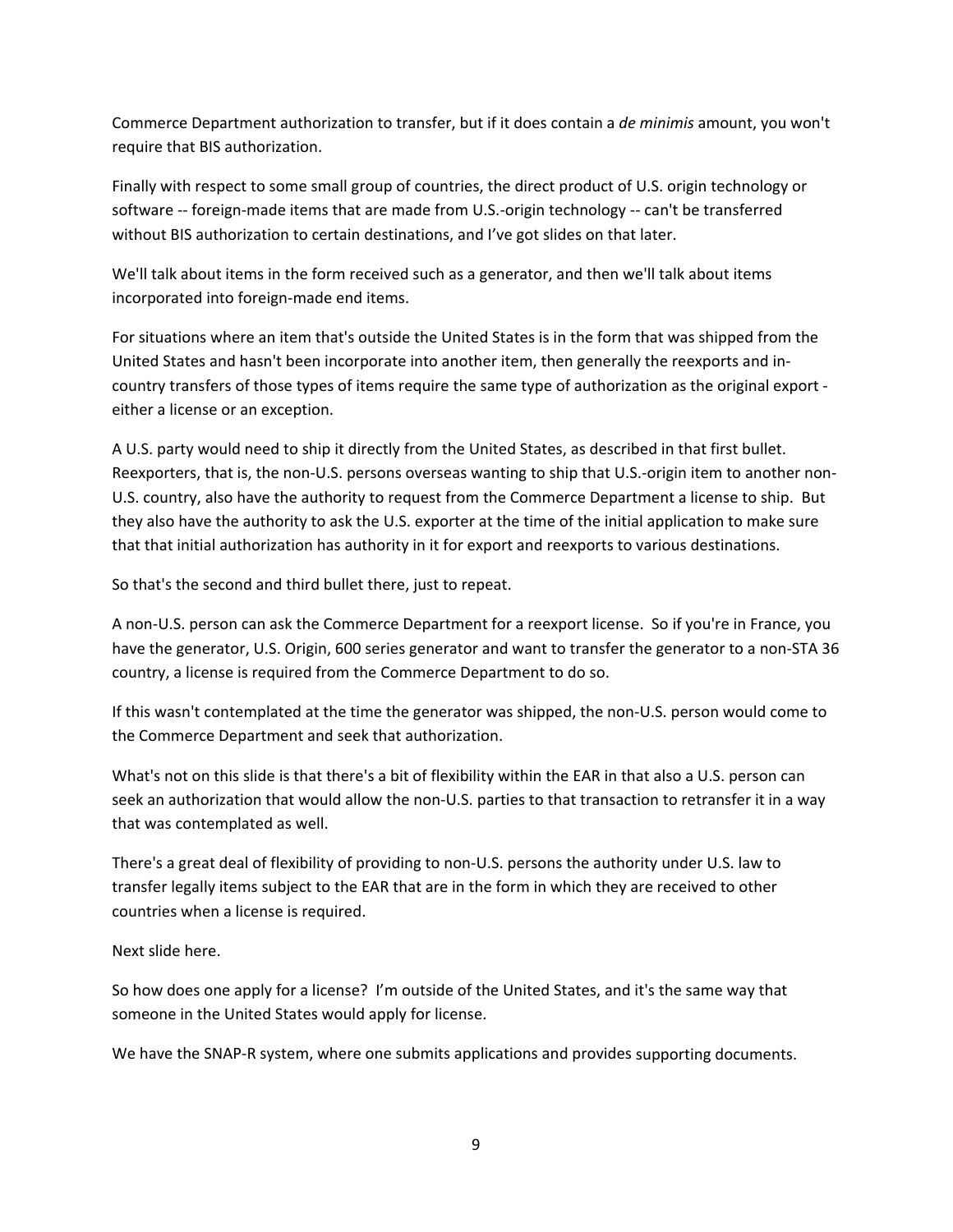Commerce Department authorization to transfer, but if it does contain a *de minimis* amount, you won't require that BIS authorization.

Finally with respect to some small group of countries, the direct product of U.S. origin technology or software -- foreign-made items that are made from U.S.-origin technology -- can't be transferred without BIS authorization to certain destinations, and I've got slides on that later.

We'll talk about items in the form received such as a generator, and then we'll talk about items incorporated into foreign-made end items.

For situations where an item that's outside the United States is in the form that was shipped from the United States and hasn't been incorporate into another item, then generally the reexports and in-country transfers of those types of items require the same type of authorization as the original export - either a license or an exception.

A U.S. party would need to ship it directly from the United States, as described in that first bullet. Reexporters, that is, the non-U.S. persons overseas wanting to ship that U.S.-origin item to another non-U.S. country, also have the authority to request from the Commerce Department a license to ship. But they also have the authority to ask the U.S. exporter at the time of the initial application to make sure that that initial authorization has authority in it for export and reexports to various destinations.

So that's the second and third bullet there, just to repeat.

A non-U.S. person can ask the Commerce Department for a reexport license. So if you're in France, you have the generator, U.S. Origin, 600 series generator and want to transfer the generator to a non-STA 36 country, a license is required from the Commerce Department to do so.

If this wasn't contemplated at the time the generator was shipped, the non-U.S. person would come to the Commerce Department and seek that authorization.

What's not on this slide is that there's a bit of flexibility within the EAR in that also a U.S. person can seek an authorization that would allow the non-U.S. parties to that transaction to retransfer it in a way that was contemplated as well.

There's a great deal of flexibility of providing to non-U.S. persons the authority under U.S. law to transfer legally items subject to the EAR that are in the form in which they are received to other countries when a license is required.

Next slide here.

So how does one apply for a license? I'm outside of the United States, and it's the same way that someone in the United States would apply for license.

We have the SNAP-R system, where one submits applications and provides supporting documents.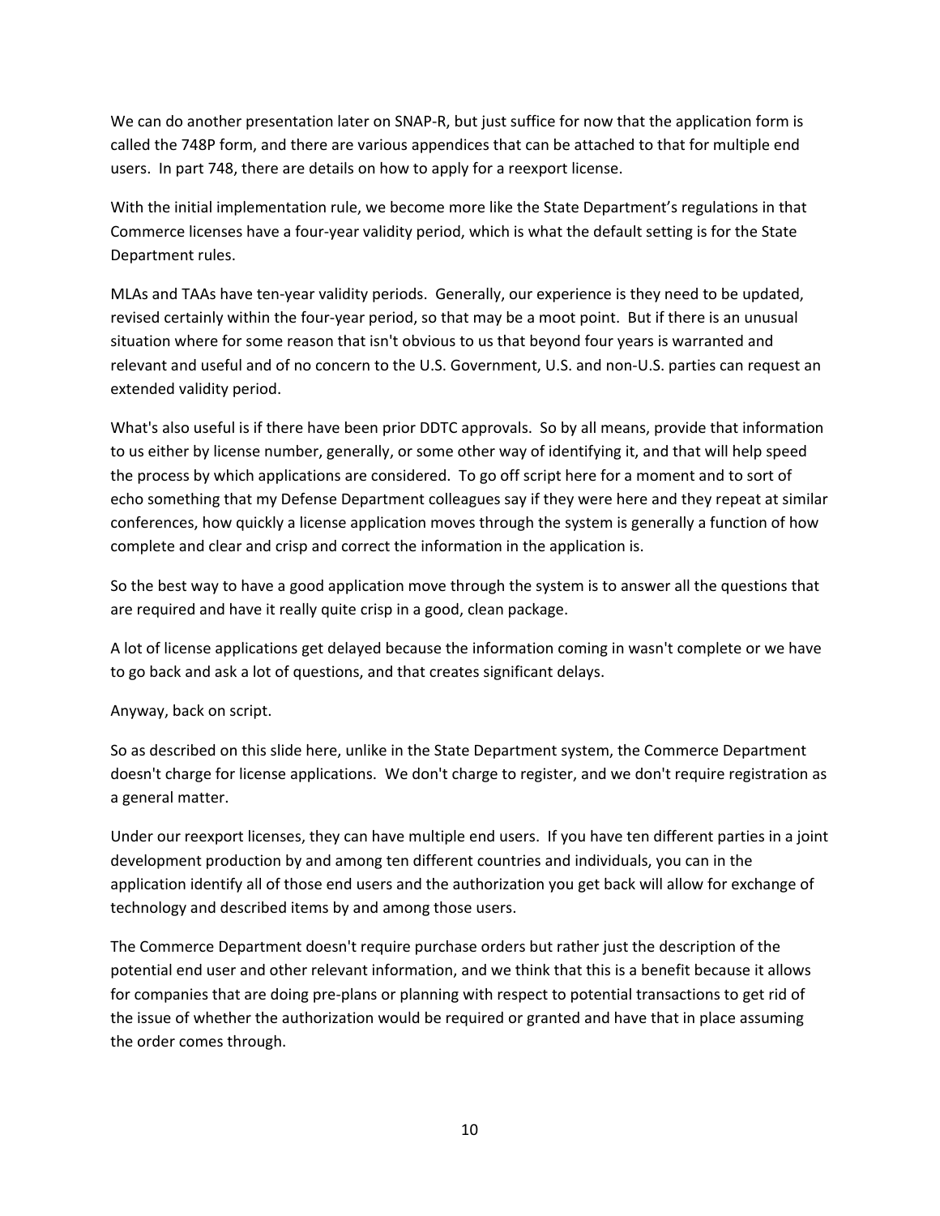We can do another presentation later on SNAP-R, but just suffice for now that the application form is called the 748P form, and there are various appendices that can be attached to that for multiple end users. In part 748, there are details on how to apply for a reexport license.

With the initial implementation rule, we become more like the State Department's regulations in that Commerce licenses have a four-year validity period, which is what the default setting is for the State Department rules.

MLAs and TAAs have ten-year validity periods. Generally, our experience is they need to be updated, revised certainly within the four-year period, so that may be a moot point. But if there is an unusual situation where for some reason that isn't obvious to us that beyond four years is warranted and relevant and useful and of no concern to the U.S. Government, U.S. and non-U.S. parties can request an extended validity period.

What's also useful is if there have been prior DDTC approvals. So by all means, provide that information to us either by license number, generally, or some other way of identifying it, and that will help speed the process by which applications are considered. To go off script here for a moment and to sort of echo something that my Defense Department colleagues say if they were here and they repeat at similar conferences, how quickly a license application moves through the system is generally a function of how complete and clear and crisp and correct the information in the application is.

So the best way to have a good application move through the system is to answer all the questions that are required and have it really quite crisp in a good, clean package.

A lot of license applications get delayed because the information coming in wasn't complete or we have to go back and ask a lot of questions, and that creates significant delays.

Anyway, back on script.

So as described on this slide here, unlike in the State Department system, the Commerce Department doesn't charge for license applications. We don't charge to register, and we don't require registration as a general matter.

Under our reexport licenses, they can have multiple end users. If you have ten different parties in a joint development production by and among ten different countries and individuals, you can in the application identify all of those end users and the authorization you get back will allow for exchange of technology and described items by and among those users.

The Commerce Department doesn't require purchase orders but rather just the description of the potential end user and other relevant information, and we think that this is a benefit because it allows for companies that are doing pre-plans or planning with respect to potential transactions to get rid of the issue of whether the authorization would be required or granted and have that in place assuming the order comes through.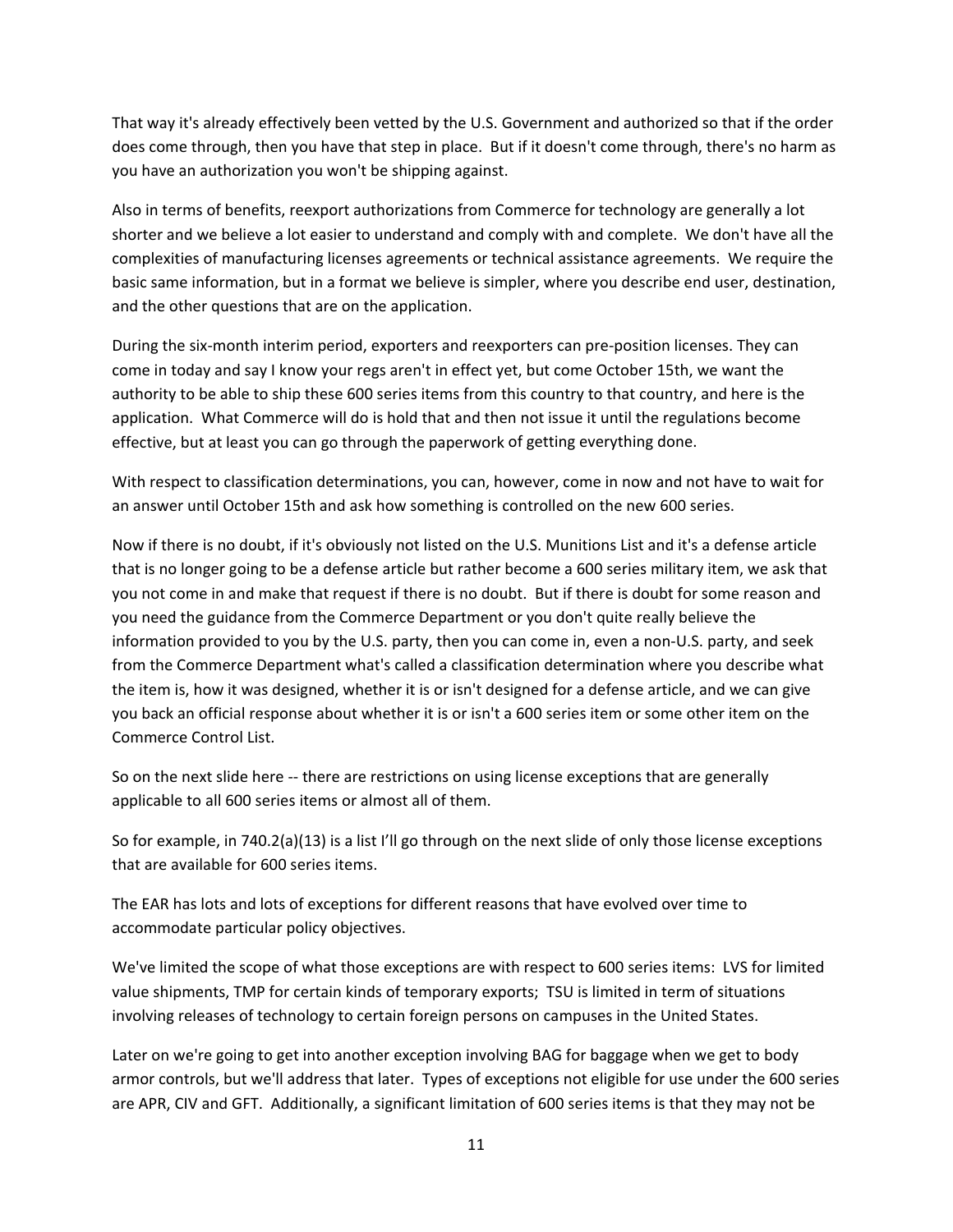That way it's already effectively been vetted by the U.S. Government and authorized so that if the order does come through, then you have that step in place. But if it doesn't come through, there's no harm as you have an authorization you won't be shipping against.

Also in terms of benefits, reexport authorizations from Commerce for technology are generally a lot shorter and we believe a lot easier to understand and comply with and complete. We don't have all the complexities of manufacturing licenses agreements or technical assistance agreements. We require the basic same information, but in a format we believe is simpler, where you describe end user, destination, and the other questions that are on the application.

During the six-month interim period, exporters and reexporters can pre-position licenses. They can come in today and say I know your regs aren't in effect yet, but come October 15th, we want the authority to be able to ship these 600 series items from this country to that country, and here is the application. What Commerce will do is hold that and then not issue it until the regulations become effective, but at least you can go through the paperwork of getting everything done.

With respect to classification determinations, you can, however, come in now and not have to wait for an answer until October 15th and ask how something is controlled on the new 600 series.

Now if there is no doubt, if it's obviously not listed on the U.S. Munitions List and it's a defense article that is no longer going to be a defense article but rather become a 600 series military item, we ask that you not come in and make that request if there is no doubt. But if there is doubt for some reason and you need the guidance from the Commerce Department or you don't quite really believe the information provided to you by the U.S. party, then you can come in, even a non-U.S. party, and seek from the Commerce Department what's called a classification determination where you describe what the item is, how it was designed, whether it is or isn't designed for a defense article, and we can give you back an official response about whether it is or isn't a 600 series item or some other item on the Commerce Control List.

So on the next slide here -- there are restrictions on using license exceptions that are generally applicable to all 600 series items or almost all of them.

So for example, in 740.2(a)(13) is a list I'll go through on the next slide of only those license exceptions that are available for 600 series items.

The EAR has lots and lots of exceptions for different reasons that have evolved over time to accommodate particular policy objectives.

We've limited the scope of what those exceptions are with respect to 600 series items: LVS for limited value shipments, TMP for certain kinds of temporary exports; TSU is limited in term of situations involving releases of technology to certain foreign persons on campuses in the United States.

Later on we're going to get into another exception involving BAG for baggage when we get to body armor controls, but we'll address that later. Types of exceptions not eligible for use under the 600 series are APR, CIV and GFT. Additionally, a significant limitation of 600 series items is that they may not be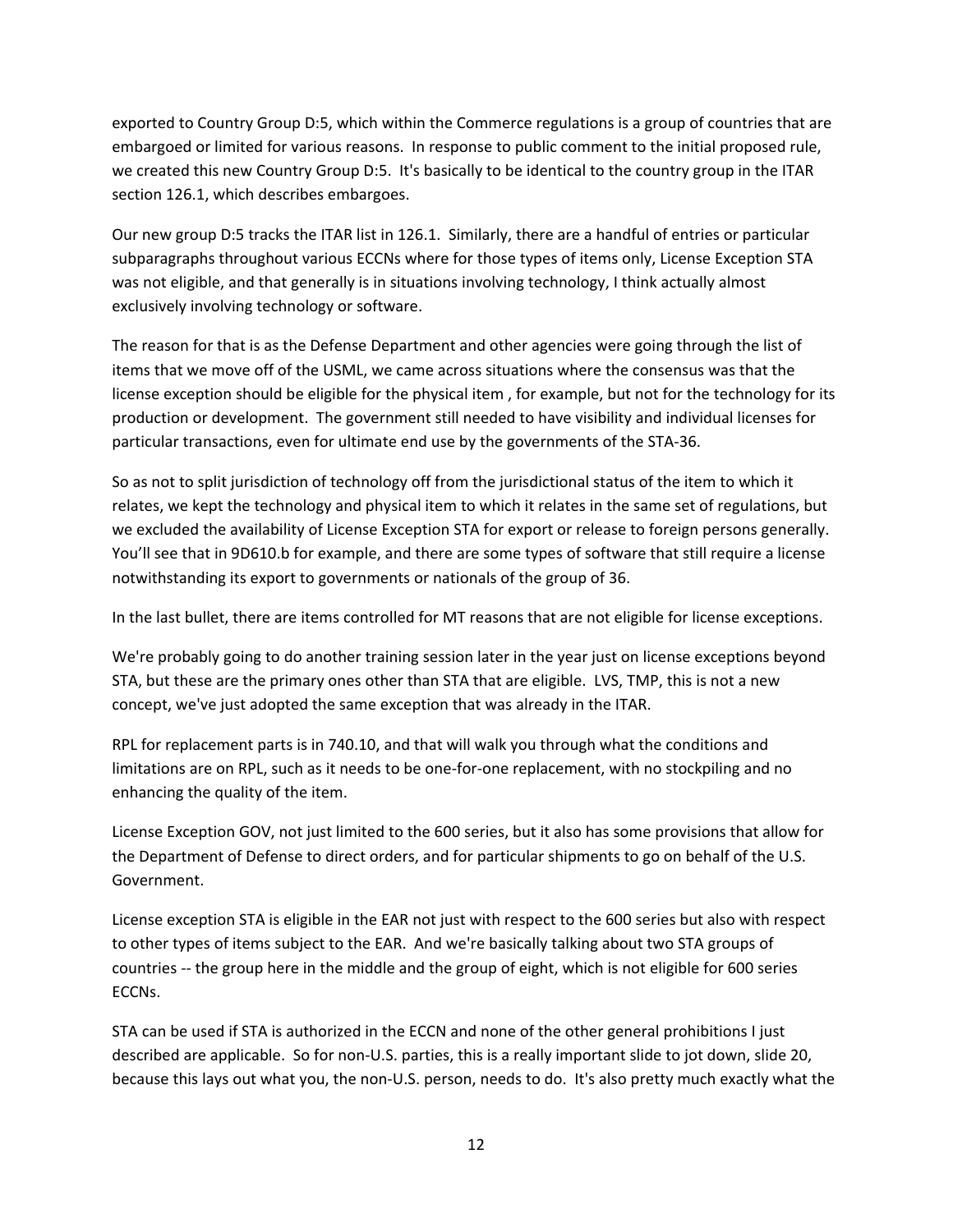exported to Country Group D:5, which within the Commerce regulations is a group of countries that are embargoed or limited for various reasons. In response to public comment to the initial proposed rule, we created this new Country Group D:5. It's basically to be identical to the country group in the ITAR section 126.1, which describes embargoes.

Our new group D:5 tracks the ITAR list in 126.1. Similarly, there are a handful of entries or particular subparagraphs throughout various ECCNs where for those types of items only, License Exception STA was not eligible, and that generally is in situations involving technology, I think actually almost exclusively involving technology or software.

The reason for that is as the Defense Department and other agencies were going through the list of items that we move off of the USML, we came across situations where the consensus was that the license exception should be eligible for the physical item , for example, but not for the technology for its production or development. The government still needed to have visibility and individual licenses for particular transactions, even for ultimate end use by the governments of the STA-36.

So as not to split jurisdiction of technology off from the jurisdictional status of the item to which it relates, we kept the technology and physical item to which it relates in the same set of regulations, but we excluded the availability of License Exception STA for export or release to foreign persons generally. You'll see that in 9D610.b for example, and there are some types of software that still require a license notwithstanding its export to governments or nationals of the group of 36.

In the last bullet, there are items controlled for MT reasons that are not eligible for license exceptions.

We're probably going to do another training session later in the year just on license exceptions beyond STA, but these are the primary ones other than STA that are eligible. LVS, TMP, this is not a new concept, we've just adopted the same exception that was already in the ITAR.

RPL for replacement parts is in 740.10, and that will walk you through what the conditions and limitations are on RPL, such as it needs to be one-for-one replacement, with no stockpiling and no enhancing the quality of the item.

License Exception GOV, not just limited to the 600 series, but it also has some provisions that allow for the Department of Defense to direct orders, and for particular shipments to go on behalf of the U.S. Government.

License exception STA is eligible in the EAR not just with respect to the 600 series but also with respect to other types of items subject to the EAR. And we're basically talking about two STA groups of countries -- the group here in the middle and the group of eight, which is not eligible for 600 series ECCNs.

STA can be used if STA is authorized in the ECCN and none of the other general prohibitions I just described are applicable. So for non-U.S. parties, this is a really important slide to jot down, slide 20, because this lays out what you, the non-U.S. person, needs to do. It's also pretty much exactly what the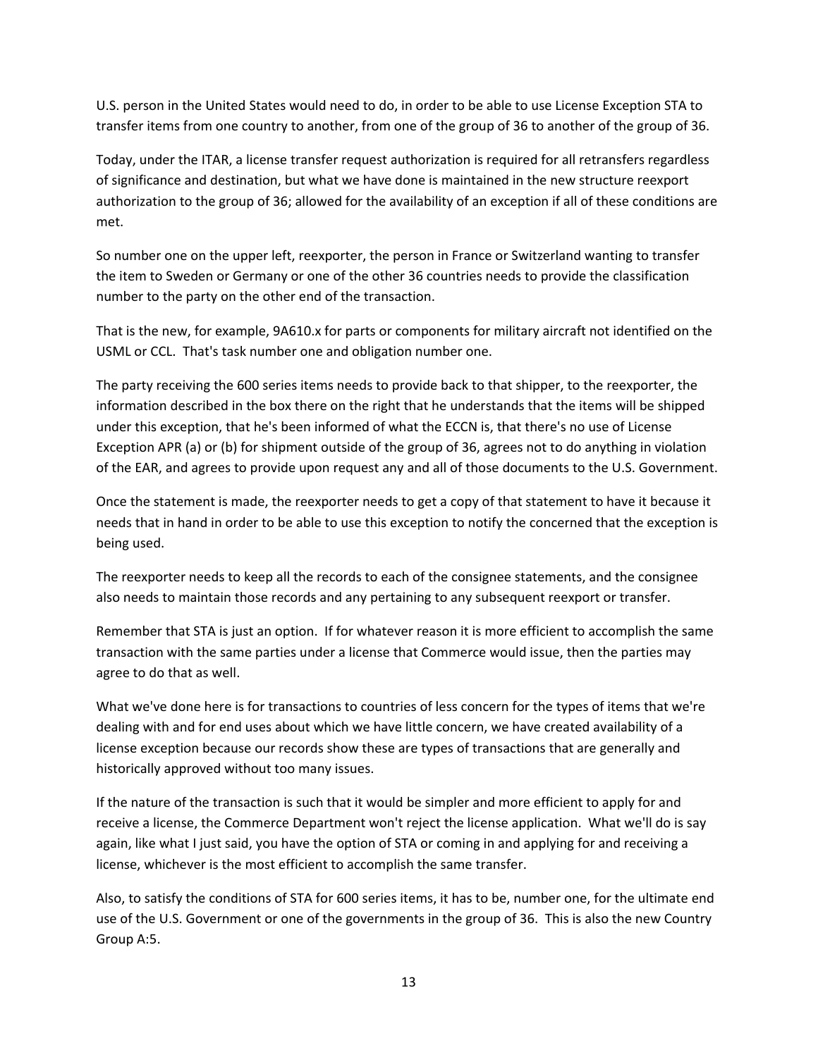U.S. person in the United States would need to do, in order to be able to use License Exception STA to transfer items from one country to another, from one of the group of 36 to another of the group of 36.

Today, under the ITAR, a license transfer request authorization is required for all retransfers regardless of significance and destination, but what we have done is maintained in the new structure reexport authorization to the group of 36; allowed for the availability of an exception if all of these conditions are met.

So number one on the upper left, reexporter, the person in France or Switzerland wanting to transfer the item to Sweden or Germany or one of the other 36 countries needs to provide the classification number to the party on the other end of the transaction.

That is the new, for example, 9A610.x for parts or components for military aircraft not identified on the USML or CCL. That's task number one and obligation number one.

The party receiving the 600 series items needs to provide back to that shipper, to the reexporter, the information described in the box there on the right that he understands that the items will be shipped under this exception, that he's been informed of what the ECCN is, that there's no use of License Exception APR (a) or (b) for shipment outside of the group of 36, agrees not to do anything in violation of the EAR, and agrees to provide upon request any and all of those documents to the U.S. Government.

Once the statement is made, the reexporter needs to get a copy of that statement to have it because it needs that in hand in order to be able to use this exception to notify the concerned that the exception is being used.

The reexporter needs to keep all the records to each of the consignee statements, and the consignee also needs to maintain those records and any pertaining to any subsequent reexport or transfer.

Remember that STA is just an option. If for whatever reason it is more efficient to accomplish the same transaction with the same parties under a license that Commerce would issue, then the parties may agree to do that as well.

What we've done here is for transactions to countries of less concern for the types of items that we're dealing with and for end uses about which we have little concern, we have created availability of a license exception because our records show these are types of transactions that are generally and historically approved without too many issues.

If the nature of the transaction is such that it would be simpler and more efficient to apply for and receive a license, the Commerce Department won't reject the license application. What we'll do is say again, like what I just said, you have the option of STA or coming in and applying for and receiving a license, whichever is the most efficient to accomplish the same transfer.

Also, to satisfy the conditions of STA for 600 series items, it has to be, number one, for the ultimate end use of the U.S. Government or one of the governments in the group of 36. This is also the new Country Group A:5.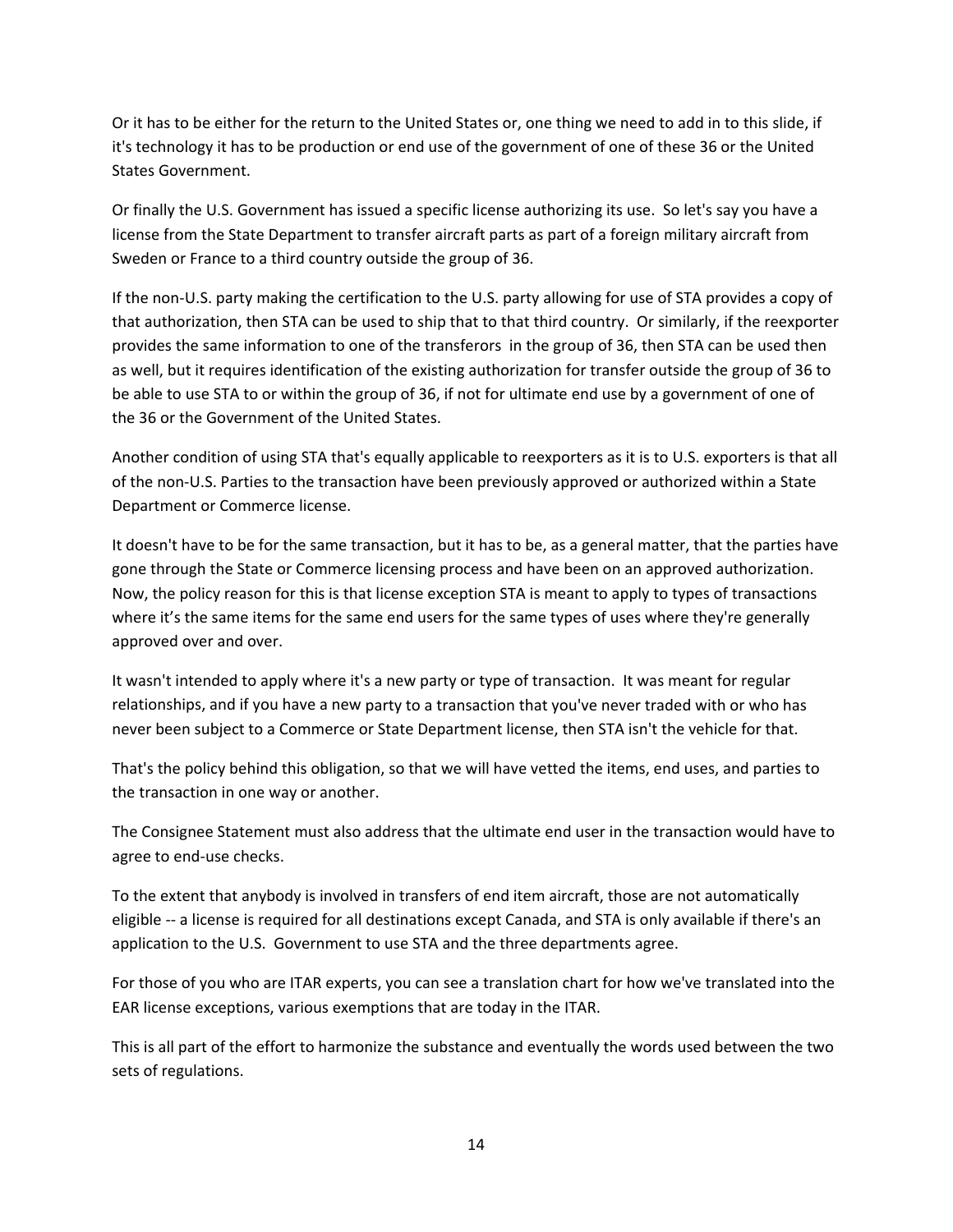Or it has to be either for the return to the United States or, one thing we need to add in to this slide, if it's technology it has to be production or end use of the government of one of these 36 or the United States Government.

Or finally the U.S. Government has issued a specific license authorizing its use. So let's say you have a license from the State Department to transfer aircraft parts as part of a foreign military aircraft from Sweden or France to a third country outside the group of 36.

If the non-U.S. party making the certification to the U.S. party allowing for use of STA provides a copy of that authorization, then STA can be used to ship that to that third country. Or similarly, if the reexporter provides the same information to one of the transferors in the group of 36, then STA can be used then as well, but it requires identification of the existing authorization for transfer outside the group of 36 to be able to use STA to or within the group of 36, if not for ultimate end use by a government of one of the 36 or the Government of the United States.

Another condition of using STA that's equally applicable to reexporters as it is to U.S. exporters is that all of the non-U.S. Parties to the transaction have been previously approved or authorized within a State Department or Commerce license.

It doesn't have to be for the same transaction, but it has to be, as a general matter, that the parties have gone through the State or Commerce licensing process and have been on an approved authorization. Now, the policy reason for this is that license exception STA is meant to apply to types of transactions where it's the same items for the same end users for the same types of uses where they're generally approved over and over.

It wasn't intended to apply where it's a new party or type of transaction. It was meant for regular relationships, and if you have a new party to a transaction that you've never traded with or who has never been subject to a Commerce or State Department license, then STA isn't the vehicle for that.

That's the policy behind this obligation, so that we will have vetted the items, end uses, and parties to the transaction in one way or another.

The Consignee Statement must also address that the ultimate end user in the transaction would have to agree to end-use checks.

To the extent that anybody is involved in transfers of end item aircraft, those are not automatically eligible -- a license is required for all destinations except Canada, and STA is only available if there's an application to the U.S. Government to use STA and the three departments agree.

For those of you who are ITAR experts, you can see a translation chart for how we've translated into the EAR license exceptions, various exemptions that are today in the ITAR.

This is all part of the effort to harmonize the substance and eventually the words used between the two sets of regulations.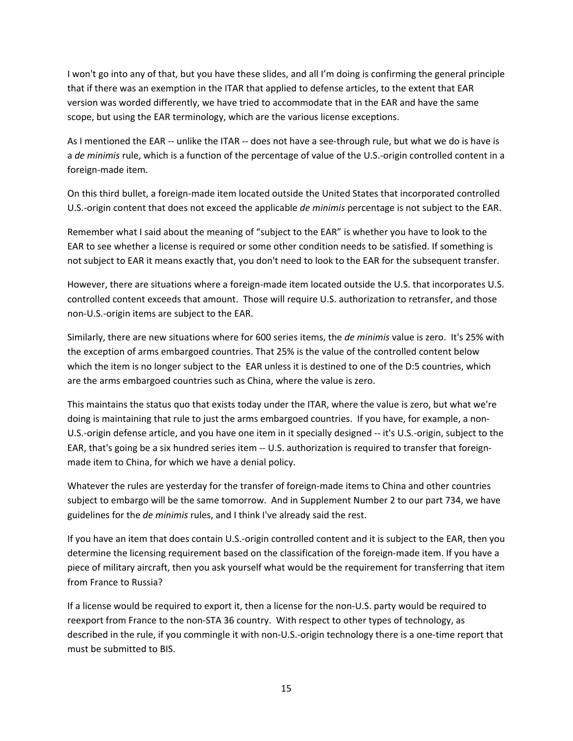I won't go into any of that, but you have these slides, and all I'm doing is confirming the general principle that if there was an exemption in the ITAR that applied to defense articles, to the extent that EAR version was worded differently, we have tried to accommodate that in the EAR and have the same scope, but using the EAR terminology, which are the various license exceptions.

As I mentioned the EAR -- unlike the ITAR -- does not have a see-through rule, but what we do is have is a *de minimis* rule, which is a function of the percentage of value of the U.S.-origin controlled content in a foreign-made item.

On this third bullet, a foreign-made item located outside the United States that incorporated controlled U.S.-origin content that does not exceed the applicable *de minimis* percentage is not subject to the EAR.

Remember what I said about the meaning of "subject to the EAR" is whether you have to look to the EAR to see whether a license is required or some other condition needs to be satisfied. If something is not subject to EAR it means exactly that, you don't need to look to the EAR for the subsequent transfer.

However, there are situations where a foreign-made item located outside the U.S. that incorporates U.S. controlled content exceeds that amount. Those will require U.S. authorization to retransfer, and those non-U.S.-origin items are subject to the EAR.

Similarly, there are new situations where for 600 series items, the *de minimis* value is zero. It's 25% with the exception of arms embargoed countries. That 25% is the value of the controlled content below which the item is no longer subject to the EAR unless it is destined to one of the D:5 countries, which are the arms embargoed countries such as China, where the value is zero.

This maintains the status quo that exists today under the ITAR, where the value is zero, but what we're doing is maintaining that rule to just the arms embargoed countries. If you have, for example, a non-U.S.-origin defense article, and you have one item in it specially designed -- it's U.S.-origin, subject to the EAR, that's going be a six hundred series item -- U.S. authorization is required to transfer that foreign-made item to China, for which we have a denial policy.

Whatever the rules are yesterday for the transfer of foreign-made items to China and other countries subject to embargo will be the same tomorrow. And in Supplement Number 2 to our part 734, we have guidelines for the *de minimis* rules, and I think I've already said the rest.

If you have an item that does contain U.S.-origin controlled content and it is subject to the EAR, then you determine the licensing requirement based on the classification of the foreign-made item. If you have a piece of military aircraft, then you ask yourself what would be the requirement for transferring that item from France to Russia?

If a license would be required to export it, then a license for the non-U.S. party would be required to reexport from France to the non-STA 36 country. With respect to other types of technology, as described in the rule, if you commingle it with non-U.S.-origin technology there is a one-time report that must be submitted to BIS.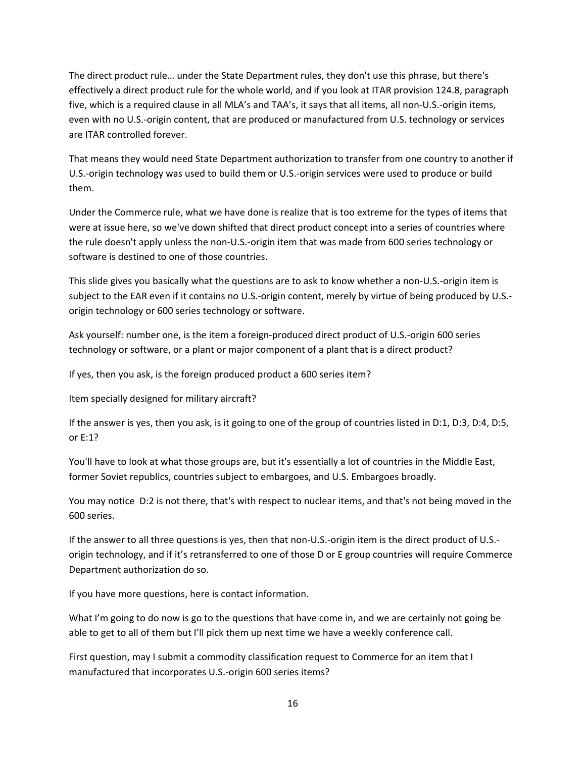The direct product rule… under the State Department rules, they don't use this phrase, but there's effectively a direct product rule for the whole world, and if you look at ITAR provision 124.8, paragraph five, which is a required clause in all MLA's and TAA's, it says that all items, all non-U.S.-origin items, even with no U.S.-origin content, that are produced or manufactured from U.S. technology or services are ITAR controlled forever.

That means they would need State Department authorization to transfer from one country to another if U.S.-origin technology was used to build them or U.S.-origin services were used to produce or build them.

Under the Commerce rule, what we have done is realize that is too extreme for the types of items that were at issue here, so we've down shifted that direct product concept into a series of countries where the rule doesn't apply unless the non-U.S.-origin item that was made from 600 series technology or software is destined to one of those countries.

This slide gives you basically what the questions are to ask to know whether a non-U.S.-origin item is subject to the EAR even if it contains no U.S.-origin content, merely by virtue of being produced by U.S.-origin technology or 600 series technology or software.

Ask yourself: number one, is the item a foreign-produced direct product of U.S.-origin 600 series technology or software, or a plant or major component of a plant that is a direct product?

If yes, then you ask, is the foreign produced product a 600 series item?

Item specially designed for military aircraft?

If the answer is yes, then you ask, is it going to one of the group of countries listed in D:1, D:3, D:4, D:5, or E:1?

You'll have to look at what those groups are, but it's essentially a lot of countries in the Middle East, former Soviet republics, countries subject to embargoes, and U.S. Embargoes broadly.

You may notice D:2 is not there, that's with respect to nuclear items, and that's not being moved in the 600 series.

If the answer to all three questions is yes, then that non-U.S.-origin item is the direct product of U.S.-origin technology, and if it's retransferred to one of those D or E group countries will require Commerce Department authorization do so.

If you have more questions, here is contact information.

What I'm going to do now is go to the questions that have come in, and we are certainly not going be able to get to all of them but I'll pick them up next time we have a weekly conference call.

First question, may I submit a commodity classification request to Commerce for an item that I manufactured that incorporates U.S.-origin 600 series items?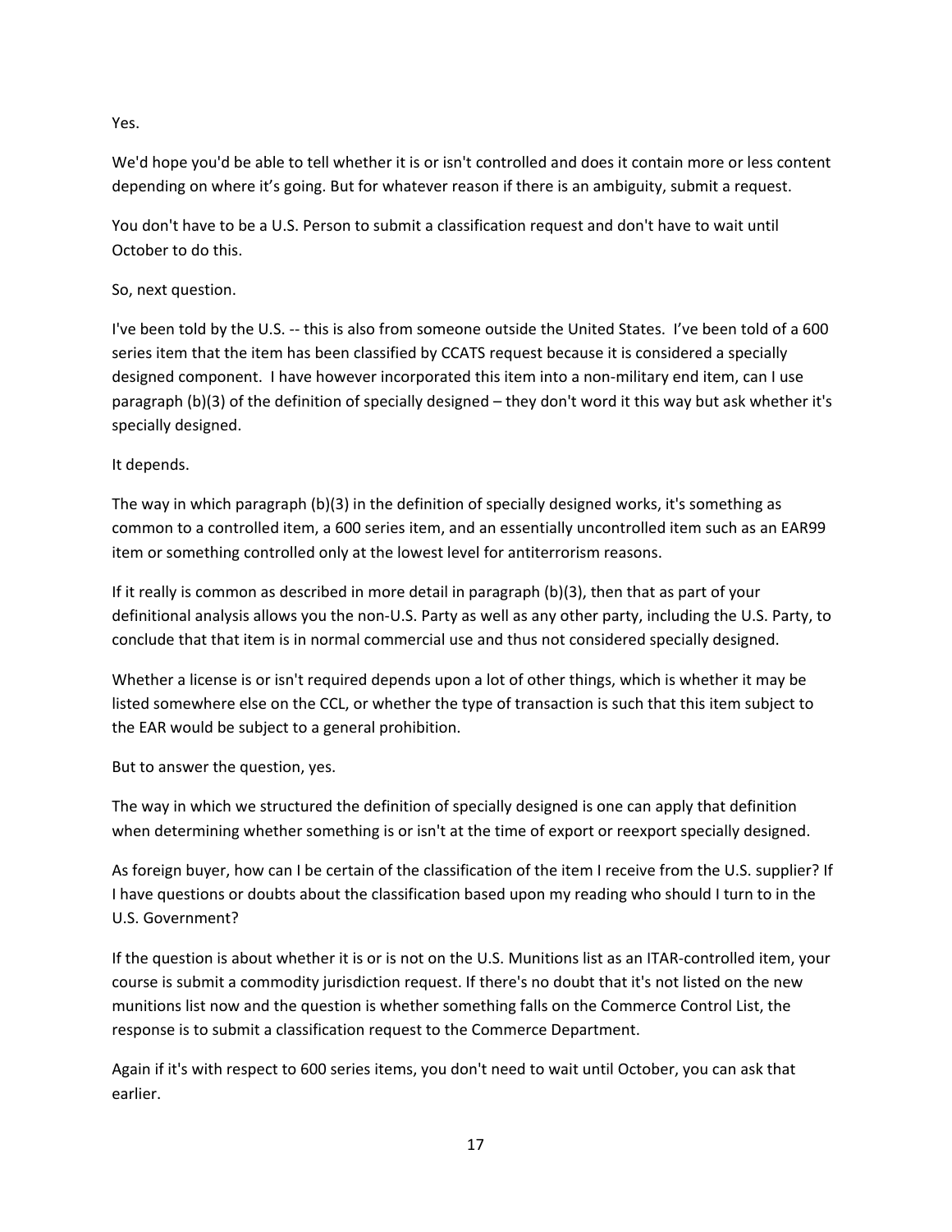Yes.

We'd hope you'd be able to tell whether it is or isn't controlled and does it contain more or less content depending on where it's going. But for whatever reason if there is an ambiguity, submit a request.

You don't have to be a U.S. Person to submit a classification request and don't have to wait until October to do this.

So, next question.

I've been told by the U.S. -- this is also from someone outside the United States. I've been told of a 600 series item that the item has been classified by CCATS request because it is considered a specially designed component. I have however incorporated this item into a non-military end item, can I use paragraph (b)(3) of the definition of specially designed – they don't word it this way but ask whether it's specially designed.

It depends.

The way in which paragraph (b)(3) in the definition of specially designed works, it's something as common to a controlled item, a 600 series item, and an essentially uncontrolled item such as an EAR99 item or something controlled only at the lowest level for antiterrorism reasons.

If it really is common as described in more detail in paragraph (b)(3), then that as part of your definitional analysis allows you the non-U.S. Party as well as any other party, including the U.S. Party, to conclude that that item is in normal commercial use and thus not considered specially designed.

Whether a license is or isn't required depends upon a lot of other things, which is whether it may be listed somewhere else on the CCL, or whether the type of transaction is such that this item subject to the EAR would be subject to a general prohibition.

But to answer the question, yes.

The way in which we structured the definition of specially designed is one can apply that definition when determining whether something is or isn't at the time of export or reexport specially designed.

As foreign buyer, how can I be certain of the classification of the item I receive from the U.S. supplier? If I have questions or doubts about the classification based upon my reading who should I turn to in the U.S. Government?

If the question is about whether it is or is not on the U.S. Munitions list as an ITAR-controlled item, your course is submit a commodity jurisdiction request. If there's no doubt that it's not listed on the new munitions list now and the question is whether something falls on the Commerce Control List, the response is to submit a classification request to the Commerce Department.

Again if it's with respect to 600 series items, you don't need to wait until October, you can ask that earlier.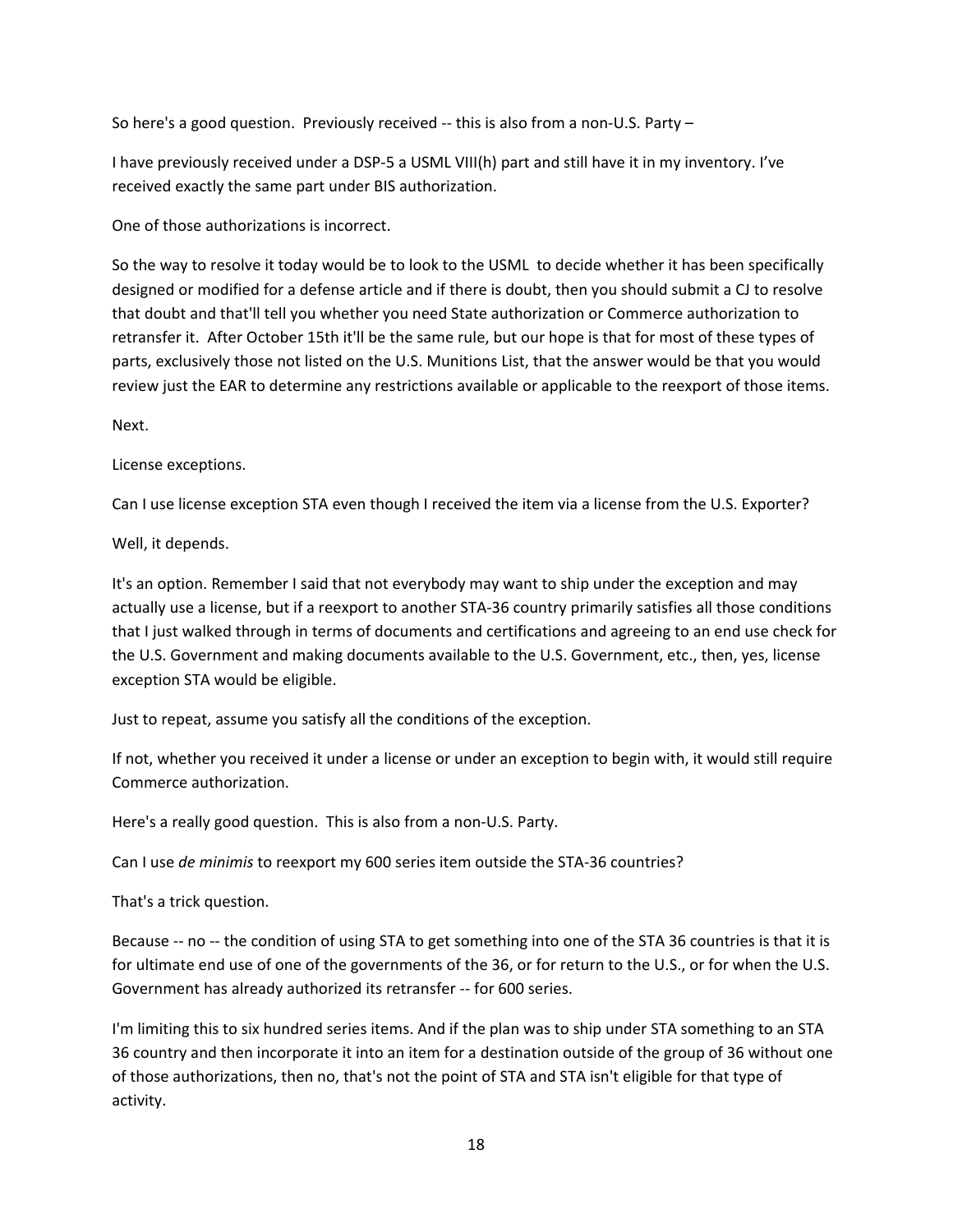So here's a good question. Previously received -- this is also from a non-U.S. Party –

I have previously received under a DSP-5 a USML VIII(h) part and still have it in my inventory. I've received exactly the same part under BIS authorization.

One of those authorizations is incorrect.

So the way to resolve it today would be to look to the USML to decide whether it has been specifically designed or modified for a defense article and if there is doubt, then you should submit a CJ to resolve that doubt and that'll tell you whether you need State authorization or Commerce authorization to retransfer it. After October 15th it'll be the same rule, but our hope is that for most of these types of parts, exclusively those not listed on the U.S. Munitions List, that the answer would be that you would review just the EAR to determine any restrictions available or applicable to the reexport of those items.

Next.

License exceptions.

Can I use license exception STA even though I received the item via a license from the U.S. Exporter?

Well, it depends.

It's an option. Remember I said that not everybody may want to ship under the exception and may actually use a license, but if a reexport to another STA-36 country primarily satisfies all those conditions that I just walked through in terms of documents and certifications and agreeing to an end use check for the U.S. Government and making documents available to the U.S. Government, etc., then, yes, license exception STA would be eligible.

Just to repeat, assume you satisfy all the conditions of the exception.

If not, whether you received it under a license or under an exception to begin with, it would still require Commerce authorization.

Here's a really good question. This is also from a non-U.S. Party.

Can I use *de minimis* to reexport my 600 series item outside the STA-36 countries?

That's a trick question.

Because -- no -- the condition of using STA to get something into one of the STA 36 countries is that it is for ultimate end use of one of the governments of the 36, or for return to the U.S., or for when the U.S. Government has already authorized its retransfer -- for 600 series.

I'm limiting this to six hundred series items. And if the plan was to ship under STA something to an STA 36 country and then incorporate it into an item for a destination outside of the group of 36 without one of those authorizations, then no, that's not the point of STA and STA isn't eligible for that type of activity.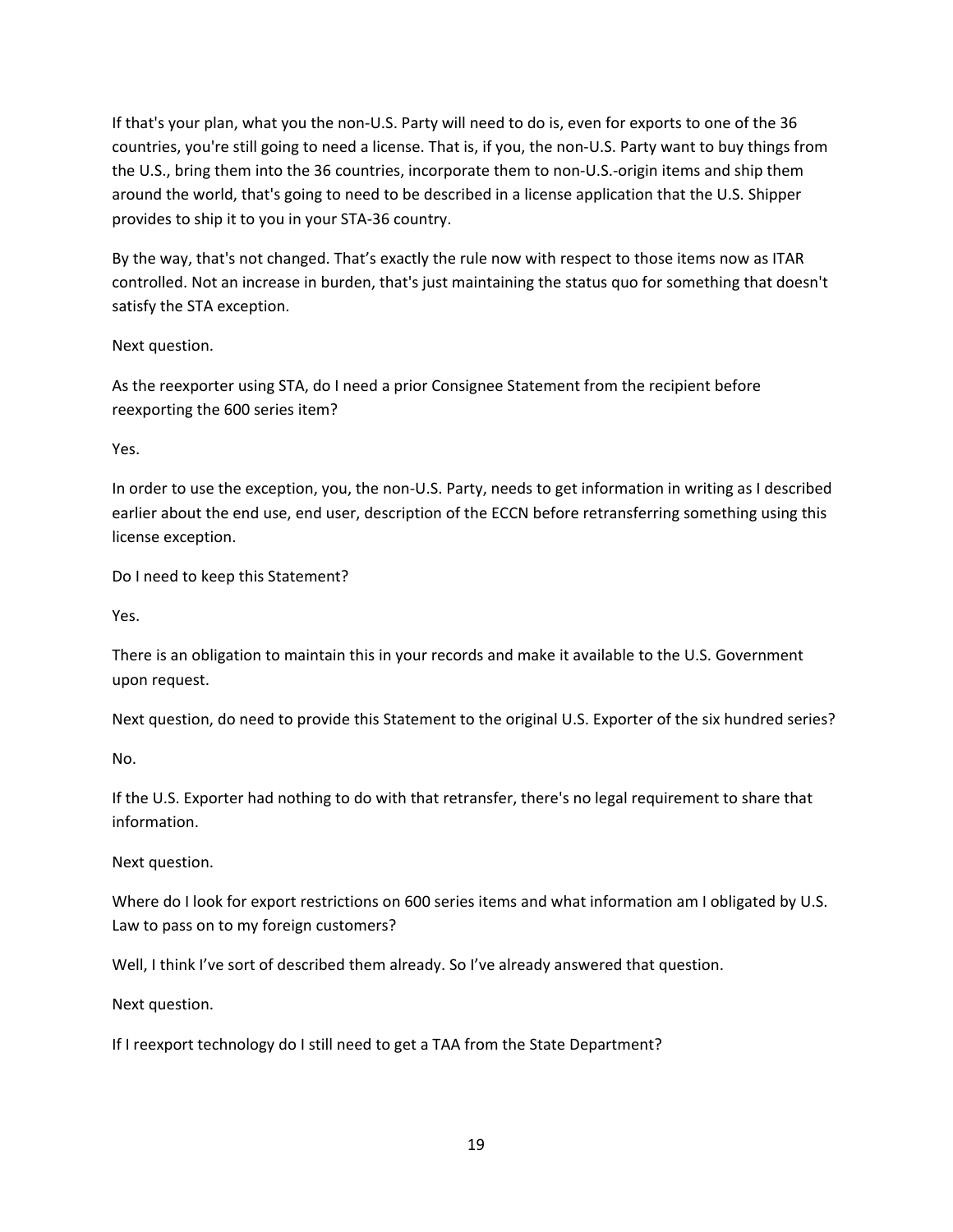If that's your plan, what you the non-U.S. Party will need to do is, even for exports to one of the 36 countries, you're still going to need a license. That is, if you, the non-U.S. Party want to buy things from the U.S., bring them into the 36 countries, incorporate them to non-U.S.-origin items and ship them around the world, that's going to need to be described in a license application that the U.S. Shipper provides to ship it to you in your STA-36 country.

By the way, that's not changed. That's exactly the rule now with respect to those items now as ITAR controlled. Not an increase in burden, that's just maintaining the status quo for something that doesn't satisfy the STA exception.

Next question.

As the reexporter using STA, do I need a prior Consignee Statement from the recipient before reexporting the 600 series item?

Yes.

In order to use the exception, you, the non-U.S. Party, needs to get information in writing as I described earlier about the end use, end user, description of the ECCN before retransferring something using this license exception.

Do I need to keep this Statement?

Yes.

There is an obligation to maintain this in your records and make it available to the U.S. Government upon request.

Next question, do need to provide this Statement to the original U.S. Exporter of the six hundred series?

No.

If the U.S. Exporter had nothing to do with that retransfer, there's no legal requirement to share that information.

Next question.

Where do I look for export restrictions on 600 series items and what information am I obligated by U.S. Law to pass on to my foreign customers?

Well, I think I've sort of described them already. So I've already answered that question.

Next question.

If I reexport technology do I still need to get a TAA from the State Department?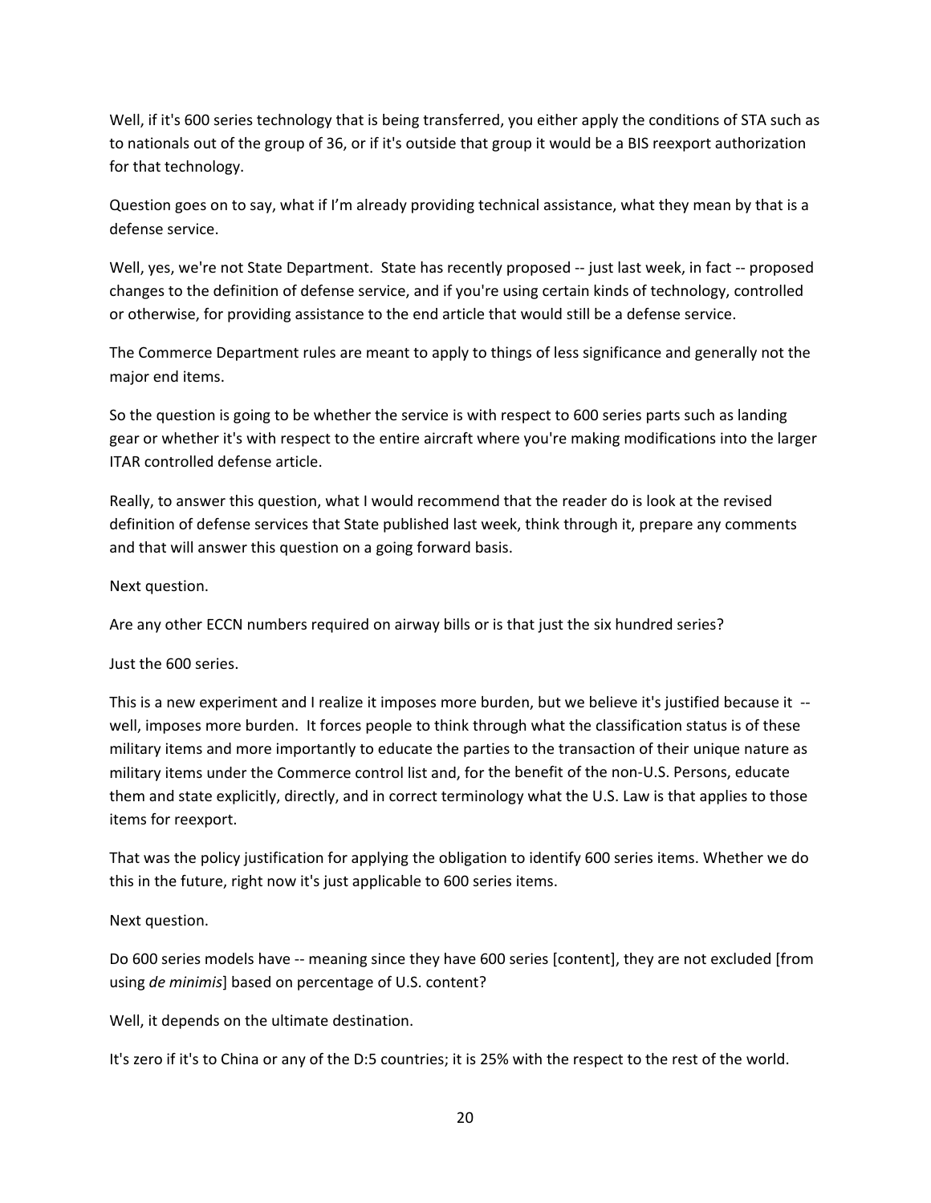Well, if it's 600 series technology that is being transferred, you either apply the conditions of STA such as to nationals out of the group of 36, or if it's outside that group it would be a BIS reexport authorization for that technology.

Question goes on to say, what if I'm already providing technical assistance, what they mean by that is a defense service.

Well, yes, we're not State Department. State has recently proposed -- just last week, in fact -- proposed changes to the definition of defense service, and if you're using certain kinds of technology, controlled or otherwise, for providing assistance to the end article that would still be a defense service.

The Commerce Department rules are meant to apply to things of less significance and generally not the major end items.

So the question is going to be whether the service is with respect to 600 series parts such as landing gear or whether it's with respect to the entire aircraft where you're making modifications into the larger ITAR controlled defense article.

Really, to answer this question, what I would recommend that the reader do is look at the revised definition of defense services that State published last week, think through it, prepare any comments and that will answer this question on a going forward basis.

Next question.

Are any other ECCN numbers required on airway bills or is that just the six hundred series?

Just the 600 series.

This is a new experiment and I realize it imposes more burden, but we believe it's justified because it -- well, imposes more burden. It forces people to think through what the classification status is of these military items and more importantly to educate the parties to the transaction of their unique nature as military items under the Commerce control list and, for the benefit of the non-U.S. Persons, educate them and state explicitly, directly, and in correct terminology what the U.S. Law is that applies to those items for reexport.

That was the policy justification for applying the obligation to identify 600 series items. Whether we do this in the future, right now it's just applicable to 600 series items.

Next question.

Do 600 series models have -- meaning since they have 600 series [content], they are not excluded [from using *de minimis*] based on percentage of U.S. content?

Well, it depends on the ultimate destination.

It's zero if it's to China or any of the D:5 countries; it is 25% with the respect to the rest of the world.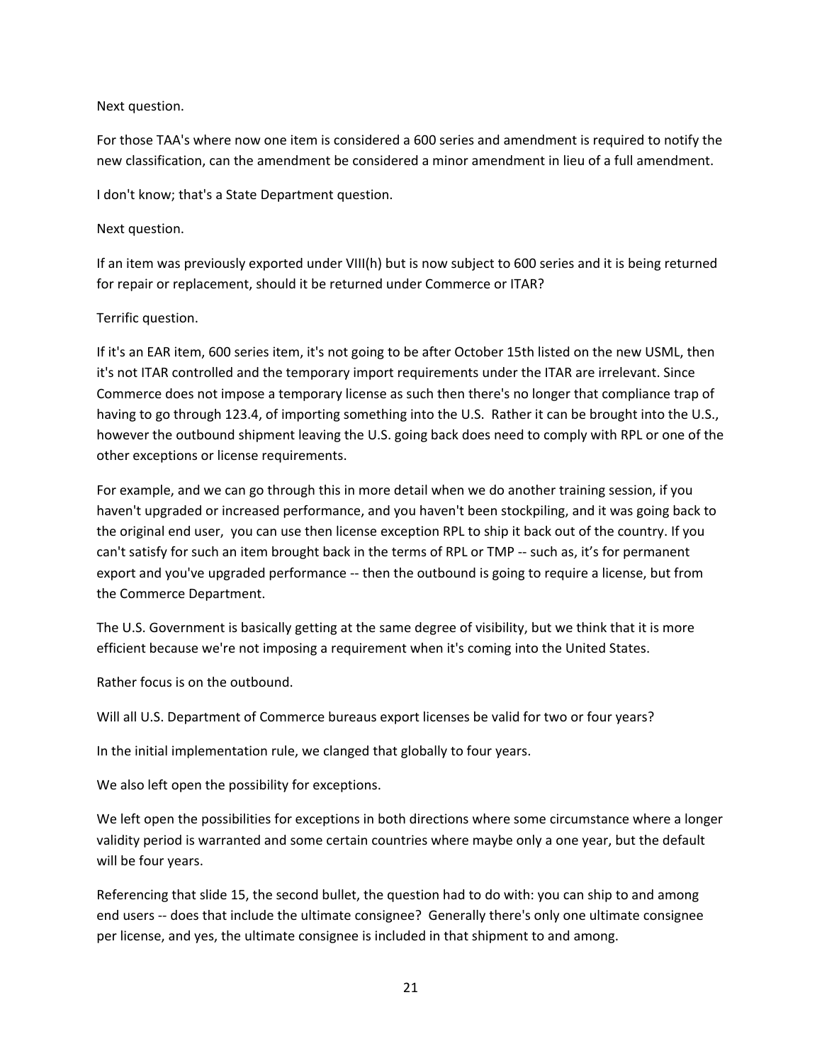Next question.

For those TAA's where now one item is considered a 600 series and amendment is required to notify the new classification, can the amendment be considered a minor amendment in lieu of a full amendment.

I don't know; that's a State Department question.

Next question.

If an item was previously exported under VIII(h) but is now subject to 600 series and it is being returned for repair or replacement, should it be returned under Commerce or ITAR?

Terrific question.

If it's an EAR item, 600 series item, it's not going to be after October 15th listed on the new USML, then it's not ITAR controlled and the temporary import requirements under the ITAR are irrelevant. Since Commerce does not impose a temporary license as such then there's no longer that compliance trap of having to go through 123.4, of importing something into the U.S. Rather it can be brought into the U.S., however the outbound shipment leaving the U.S. going back does need to comply with RPL or one of the other exceptions or license requirements.

For example, and we can go through this in more detail when we do another training session, if you haven't upgraded or increased performance, and you haven't been stockpiling, and it was going back to the original end user, you can use then license exception RPL to ship it back out of the country. If you can't satisfy for such an item brought back in the terms of RPL or TMP -- such as, it's for permanent export and you've upgraded performance -- then the outbound is going to require a license, but from the Commerce Department.

The U.S. Government is basically getting at the same degree of visibility, but we think that it is more efficient because we're not imposing a requirement when it's coming into the United States.

Rather focus is on the outbound.

Will all U.S. Department of Commerce bureaus export licenses be valid for two or four years?

In the initial implementation rule, we clanged that globally to four years.

We also left open the possibility for exceptions.

We left open the possibilities for exceptions in both directions where some circumstance where a longer validity period is warranted and some certain countries where maybe only a one year, but the default will be four years.

Referencing that slide 15, the second bullet, the question had to do with: you can ship to and among end users -- does that include the ultimate consignee? Generally there's only one ultimate consignee per license, and yes, the ultimate consignee is included in that shipment to and among.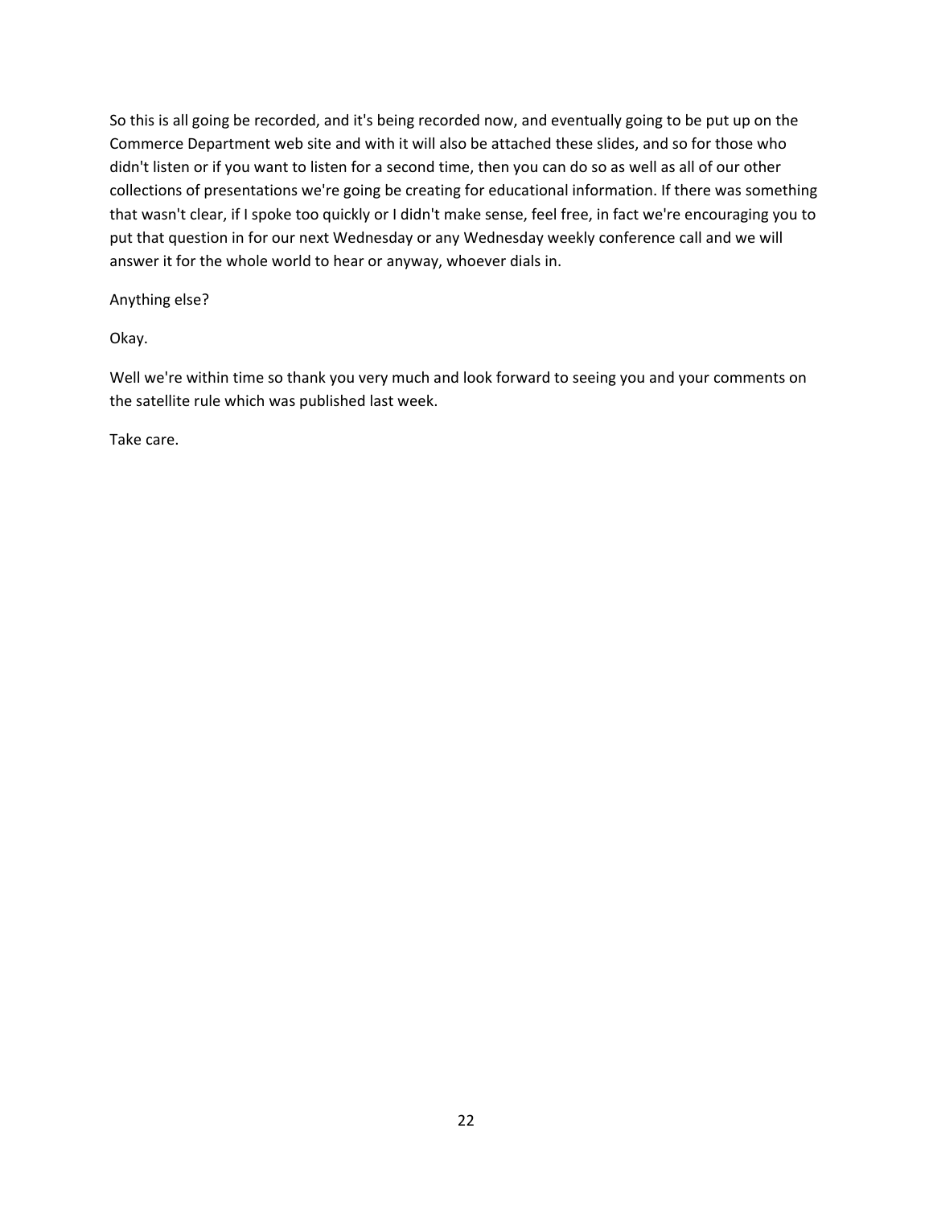So this is all going be recorded, and it's being recorded now, and eventually going to be put up on the Commerce Department web site and with it will also be attached these slides, and so for those who didn't listen or if you want to listen for a second time, then you can do so as well as all of our other collections of presentations we're going be creating for educational information. If there was something that wasn't clear, if I spoke too quickly or I didn't make sense, feel free, in fact we're encouraging you to put that question in for our next Wednesday or any Wednesday weekly conference call and we will answer it for the whole world to hear or anyway, whoever dials in.

Anything else?

Okay.

Well we're within time so thank you very much and look forward to seeing you and your comments on the satellite rule which was published last week.

Take care.